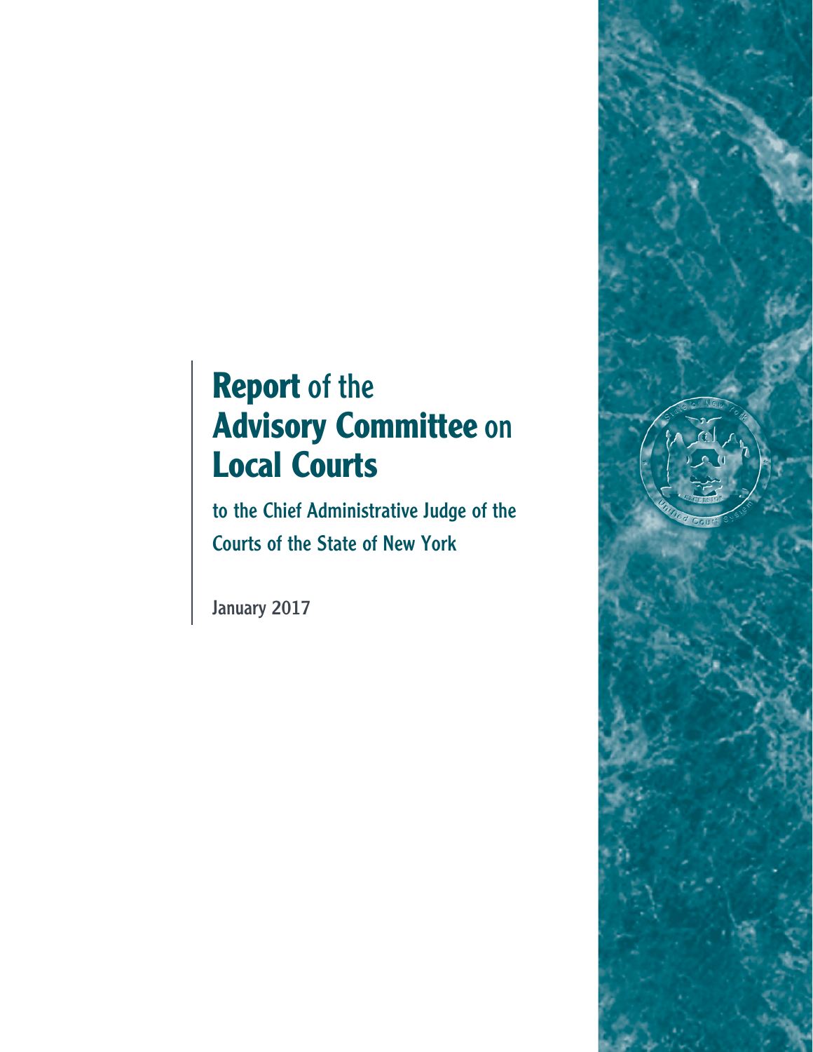# Report of the Advisory Committee on Local Courts

## to the Chief Administrative Judge of the Courts of the State of New York

January 2017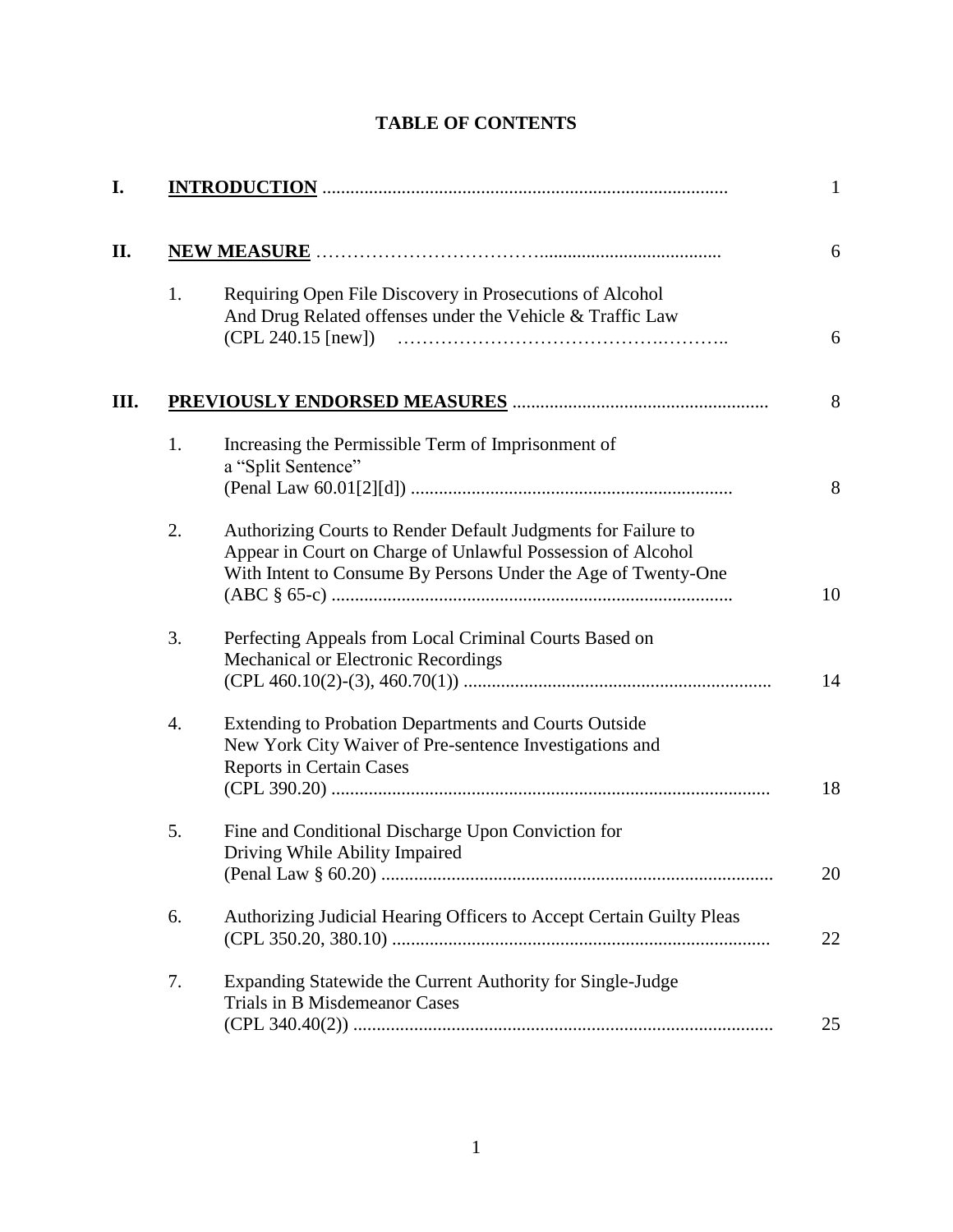# TABLE OF CONTENTS

| | | | |
|---|---|---|---|
| **I.** | **INTRODUCTION** | | 1 |
| **II.** | **NEW MEASURE** | | 6 |
| | 1. | Requiring Open File Discovery in Prosecutions of Alcohol And Drug Related offenses under the Vehicle & Traffic Law (CPL 240.15 [new]) | 6 |
| **III.** | **PREVIOUSLY ENDORSED MEASURES** | | 8 |
| | 1. | Increasing the Permissible Term of Imprisonment of a "Split Sentence" (Penal Law 60.01[2][d]) | 8 |
| | 2. | Authorizing Courts to Render Default Judgments for Failure to Appear in Court on Charge of Unlawful Possession of Alcohol With Intent to Consume By Persons Under the Age of Twenty-One (ABC § 65-c) | 10 |
| | 3. | Perfecting Appeals from Local Criminal Courts Based on Mechanical or Electronic Recordings (CPL 460.10(2)-(3), 460.70(1)) | 14 |
| | 4. | Extending to Probation Departments and Courts Outside New York City Waiver of Pre-sentence Investigations and Reports in Certain Cases (CPL 390.20) | 18 |
| | 5. | Fine and Conditional Discharge Upon Conviction for Driving While Ability Impaired (Penal Law § 60.20) | 20 |
| | 6. | Authorizing Judicial Hearing Officers to Accept Certain Guilty Pleas (CPL 350.20, 380.10) | 22 |
| | 7. | Expanding Statewide the Current Authority for Single-Judge Trials in B Misdemeanor Cases (CPL 340.40(2)) | 25 |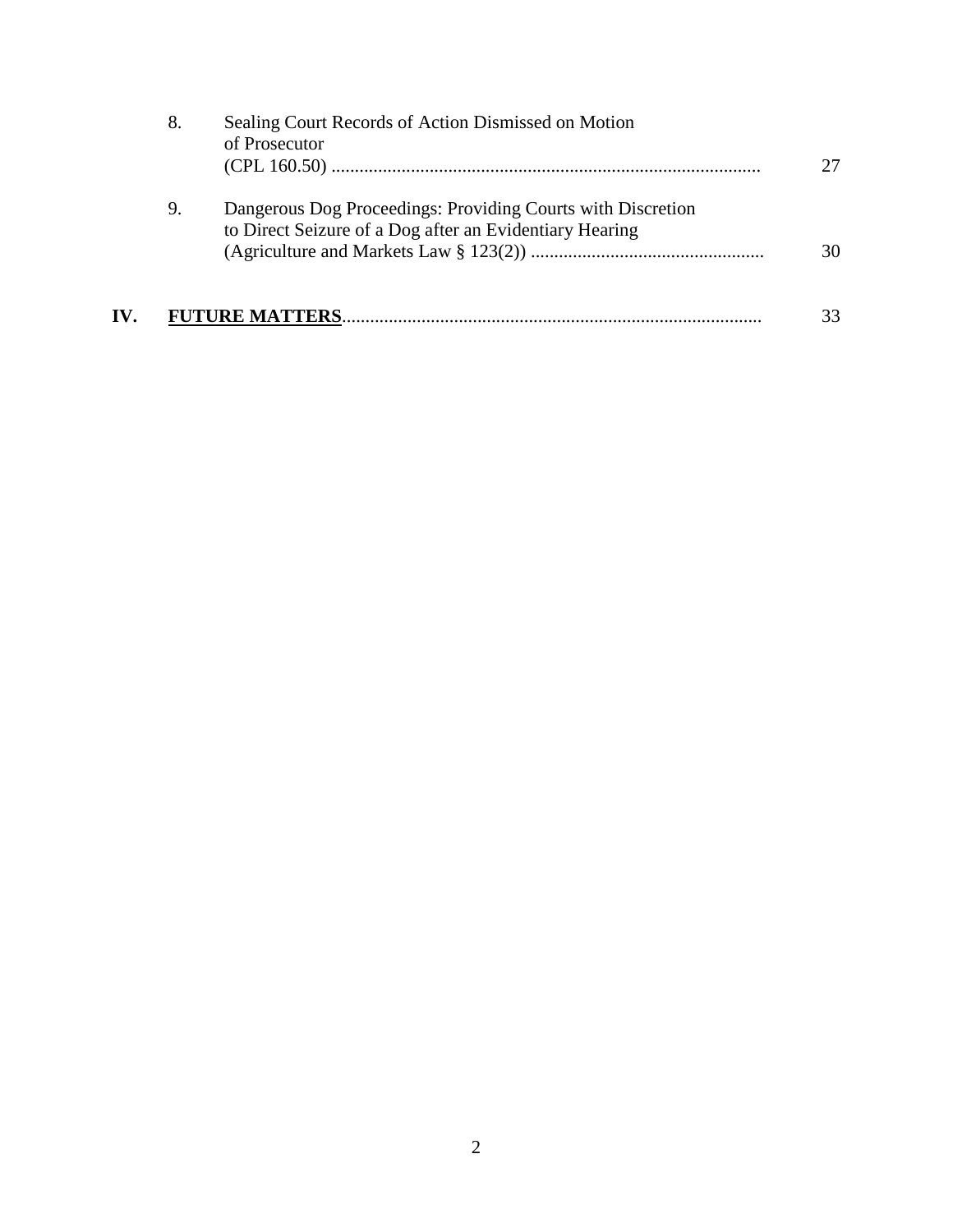8. Sealing Court Records of Action Dismissed on Motion of Prosecutor (CPL 160.50) ........................................................................................... 27

9. Dangerous Dog Proceedings: Providing Courts with Discretion to Direct Seizure of a Dog after an Evidentiary Hearing (Agriculture and Markets Law § 123(2)) ................................................. 30

**IV. FUTURE MATTERS** ......................................................................................... 33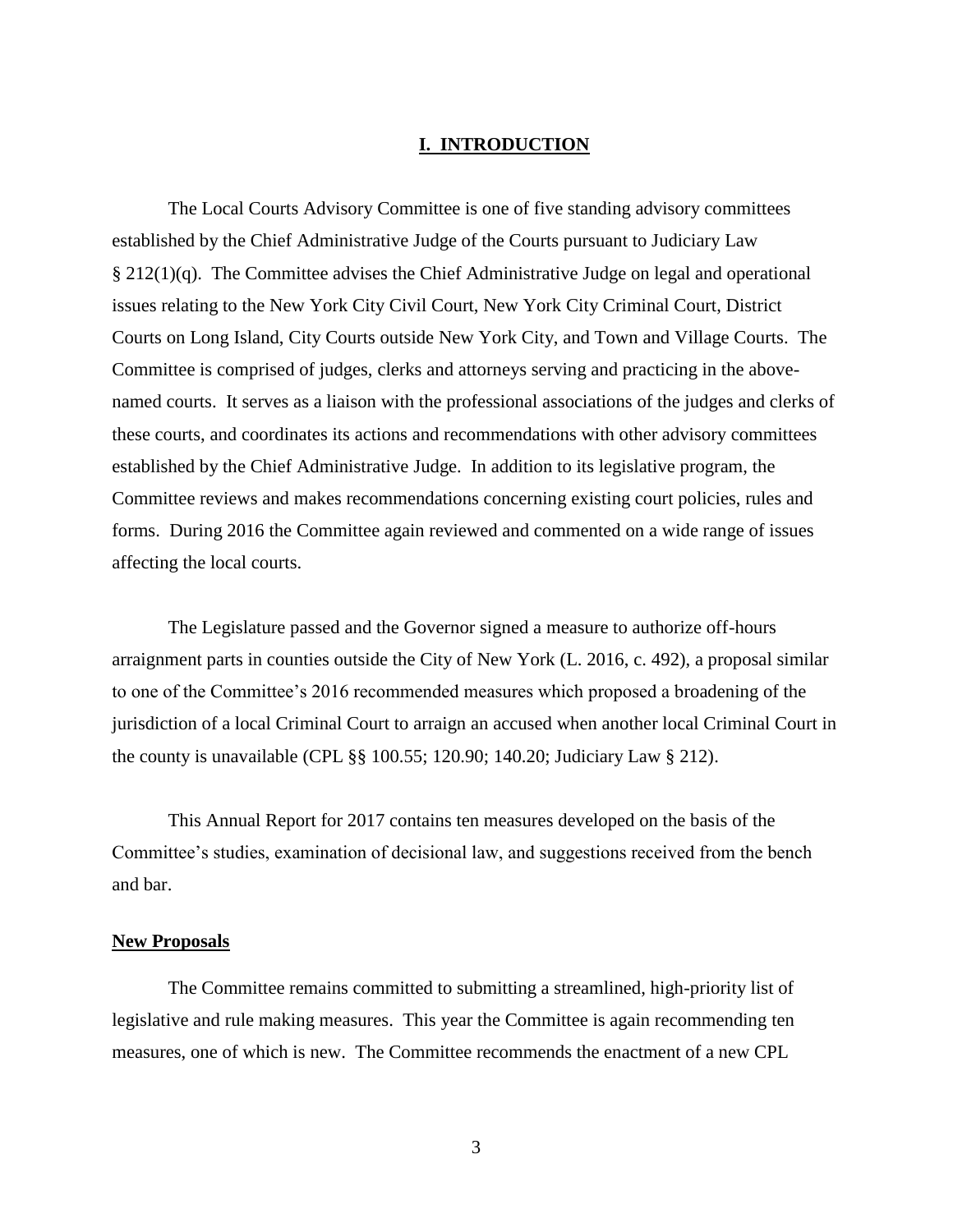## I. INTRODUCTION

The Local Courts Advisory Committee is one of five standing advisory committees established by the Chief Administrative Judge of the Courts pursuant to Judiciary Law § 212(1)(q). The Committee advises the Chief Administrative Judge on legal and operational issues relating to the New York City Civil Court, New York City Criminal Court, District Courts on Long Island, City Courts outside New York City, and Town and Village Courts. The Committee is comprised of judges, clerks and attorneys serving and practicing in the above-named courts. It serves as a liaison with the professional associations of the judges and clerks of these courts, and coordinates its actions and recommendations with other advisory committees established by the Chief Administrative Judge. In addition to its legislative program, the Committee reviews and makes recommendations concerning existing court policies, rules and forms. During 2016 the Committee again reviewed and commented on a wide range of issues affecting the local courts.

The Legislature passed and the Governor signed a measure to authorize off-hours arraignment parts in counties outside the City of New York (L. 2016, c. 492), a proposal similar to one of the Committee's 2016 recommended measures which proposed a broadening of the jurisdiction of a local Criminal Court to arraign an accused when another local Criminal Court in the county is unavailable (CPL §§ 100.55; 120.90; 140.20; Judiciary Law § 212).

This Annual Report for 2017 contains ten measures developed on the basis of the Committee's studies, examination of decisional law, and suggestions received from the bench and bar.

**New Proposals**

The Committee remains committed to submitting a streamlined, high-priority list of legislative and rule making measures. This year the Committee is again recommending ten measures, one of which is new. The Committee recommends the enactment of a new CPL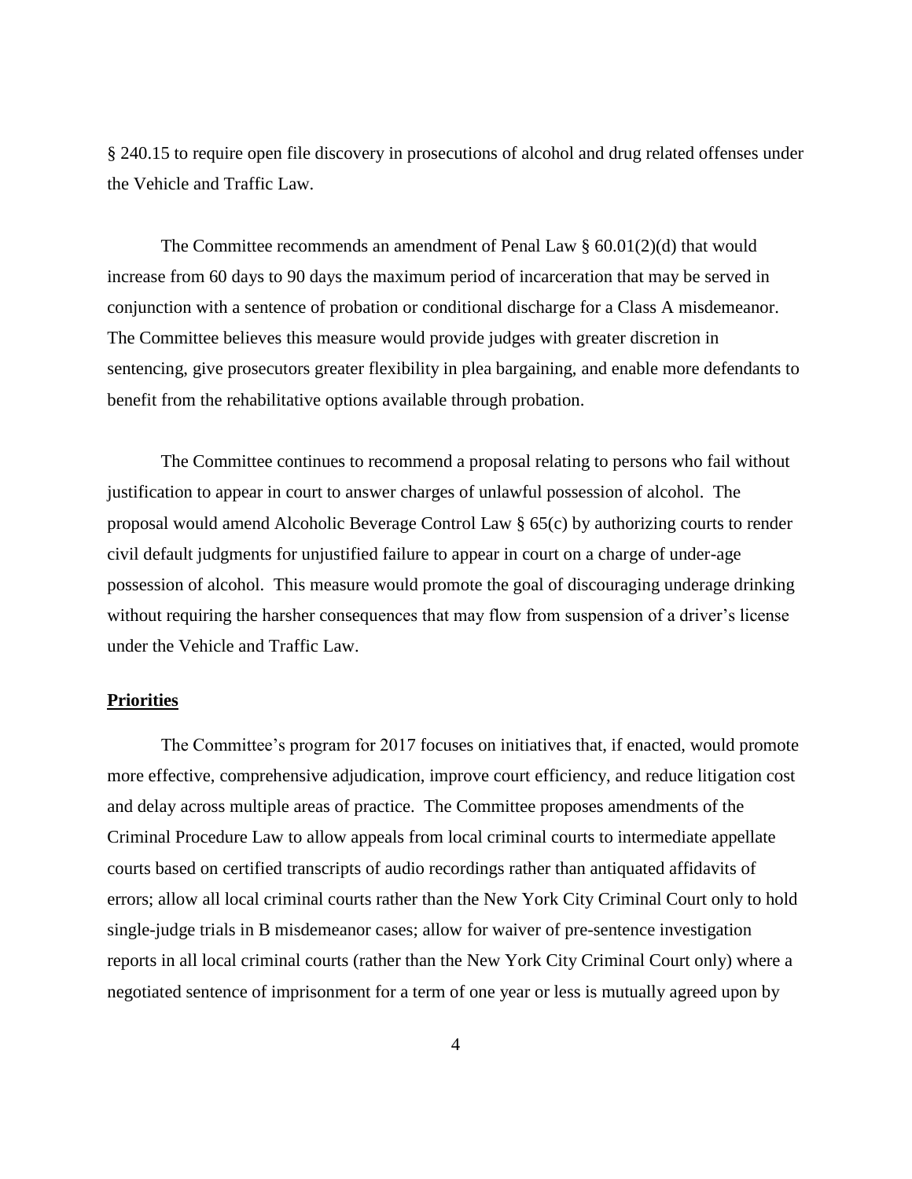§ 240.15 to require open file discovery in prosecutions of alcohol and drug related offenses under the Vehicle and Traffic Law.

The Committee recommends an amendment of Penal Law § 60.01(2)(d) that would increase from 60 days to 90 days the maximum period of incarceration that may be served in conjunction with a sentence of probation or conditional discharge for a Class A misdemeanor. The Committee believes this measure would provide judges with greater discretion in sentencing, give prosecutors greater flexibility in plea bargaining, and enable more defendants to benefit from the rehabilitative options available through probation.

The Committee continues to recommend a proposal relating to persons who fail without justification to appear in court to answer charges of unlawful possession of alcohol. The proposal would amend Alcoholic Beverage Control Law § 65(c) by authorizing courts to render civil default judgments for unjustified failure to appear in court on a charge of under-age possession of alcohol. This measure would promote the goal of discouraging underage drinking without requiring the harsher consequences that may flow from suspension of a driver's license under the Vehicle and Traffic Law.

**Priorities**

The Committee's program for 2017 focuses on initiatives that, if enacted, would promote more effective, comprehensive adjudication, improve court efficiency, and reduce litigation cost and delay across multiple areas of practice. The Committee proposes amendments of the Criminal Procedure Law to allow appeals from local criminal courts to intermediate appellate courts based on certified transcripts of audio recordings rather than antiquated affidavits of errors; allow all local criminal courts rather than the New York City Criminal Court only to hold single-judge trials in B misdemeanor cases; allow for waiver of pre-sentence investigation reports in all local criminal courts (rather than the New York City Criminal Court only) where a negotiated sentence of imprisonment for a term of one year or less is mutually agreed upon by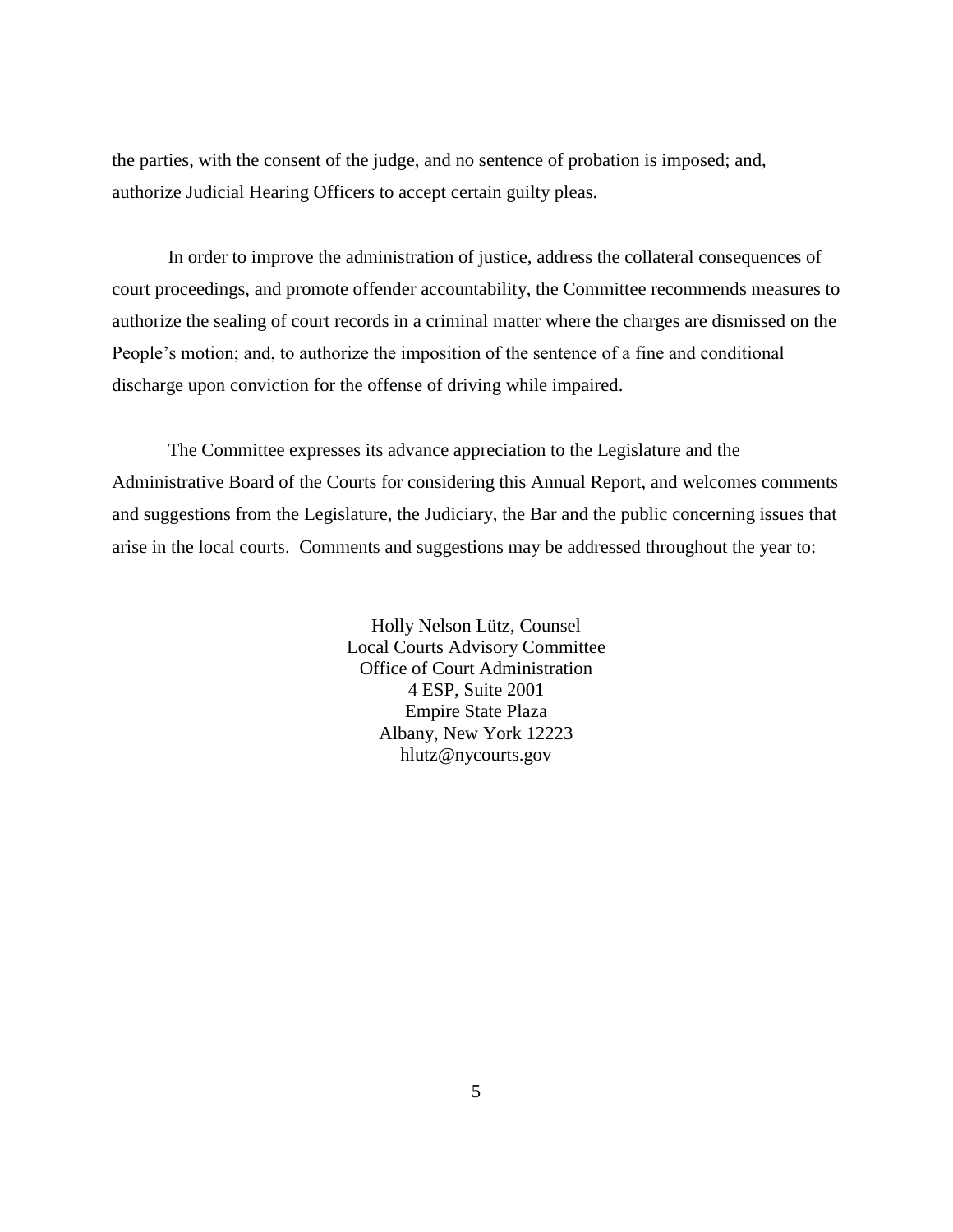the parties, with the consent of the judge, and no sentence of probation is imposed; and, authorize Judicial Hearing Officers to accept certain guilty pleas.

In order to improve the administration of justice, address the collateral consequences of court proceedings, and promote offender accountability, the Committee recommends measures to authorize the sealing of court records in a criminal matter where the charges are dismissed on the People's motion; and, to authorize the imposition of the sentence of a fine and conditional discharge upon conviction for the offense of driving while impaired.

The Committee expresses its advance appreciation to the Legislature and the Administrative Board of the Courts for considering this Annual Report, and welcomes comments and suggestions from the Legislature, the Judiciary, the Bar and the public concerning issues that arise in the local courts. Comments and suggestions may be addressed throughout the year to:

Holly Nelson Lütz, Counsel
Local Courts Advisory Committee
Office of Court Administration
4 ESP, Suite 2001
Empire State Plaza
Albany, New York 12223
hlutz@nycourts.gov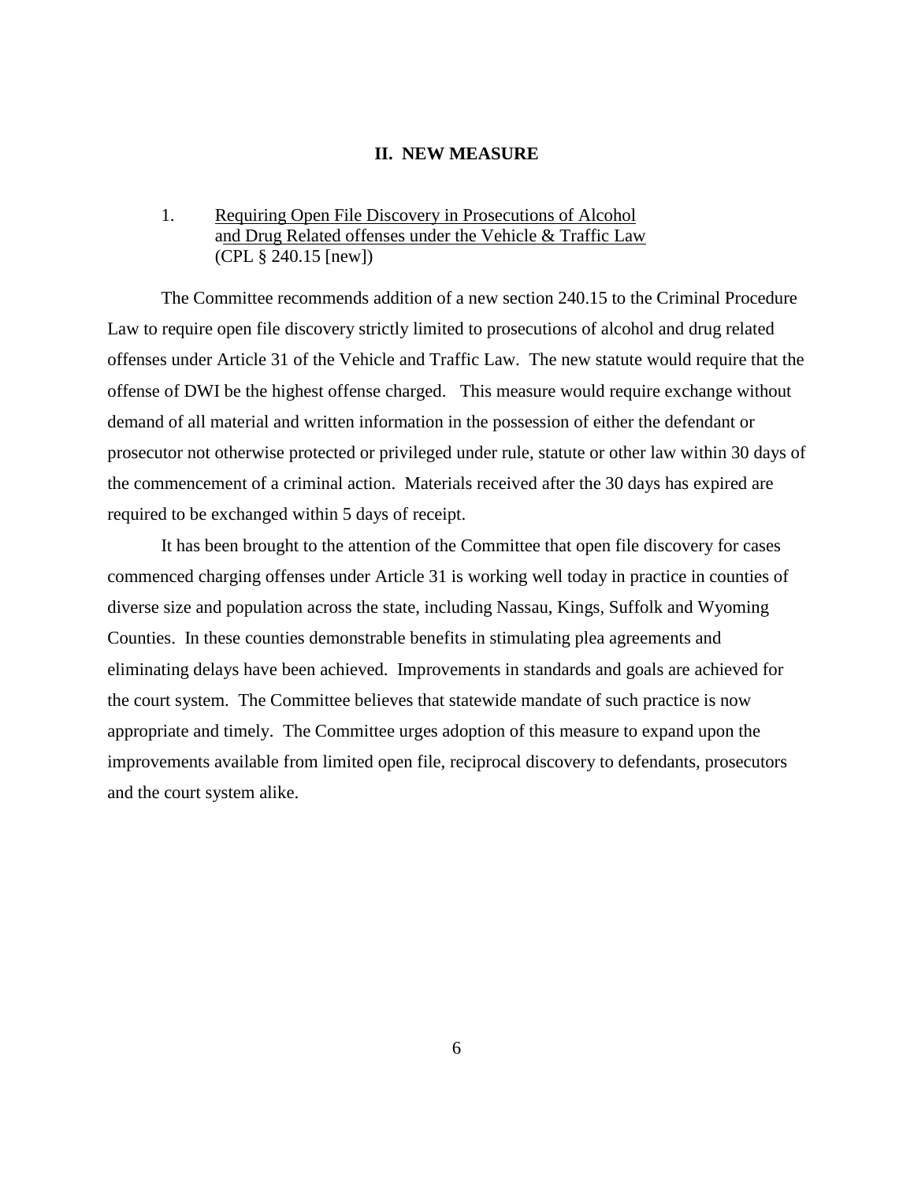## II. NEW MEASURE

1. Requiring Open File Discovery in Prosecutions of Alcohol and Drug Related offenses under the Vehicle & Traffic Law (CPL § 240.15 [new])

The Committee recommends addition of a new section 240.15 to the Criminal Procedure Law to require open file discovery strictly limited to prosecutions of alcohol and drug related offenses under Article 31 of the Vehicle and Traffic Law. The new statute would require that the offense of DWI be the highest offense charged. This measure would require exchange without demand of all material and written information in the possession of either the defendant or prosecutor not otherwise protected or privileged under rule, statute or other law within 30 days of the commencement of a criminal action. Materials received after the 30 days has expired are required to be exchanged within 5 days of receipt.

It has been brought to the attention of the Committee that open file discovery for cases commenced charging offenses under Article 31 is working well today in practice in counties of diverse size and population across the state, including Nassau, Kings, Suffolk and Wyoming Counties. In these counties demonstrable benefits in stimulating plea agreements and eliminating delays have been achieved. Improvements in standards and goals are achieved for the court system. The Committee believes that statewide mandate of such practice is now appropriate and timely. The Committee urges adoption of this measure to expand upon the improvements available from limited open file, reciprocal discovery to defendants, prosecutors and the court system alike.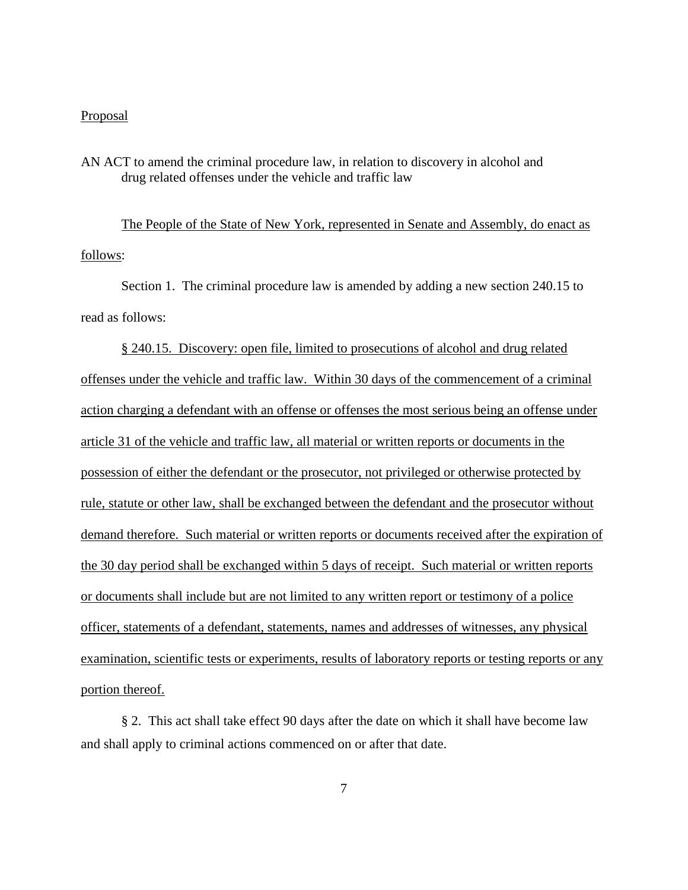Proposal

AN ACT to amend the criminal procedure law, in relation to discovery in alcohol and drug related offenses under the vehicle and traffic law

The People of the State of New York, represented in Senate and Assembly, do enact as follows:

Section 1. The criminal procedure law is amended by adding a new section 240.15 to read as follows:

§ 240.15. Discovery: open file, limited to prosecutions of alcohol and drug related offenses under the vehicle and traffic law. Within 30 days of the commencement of a criminal action charging a defendant with an offense or offenses the most serious being an offense under article 31 of the vehicle and traffic law, all material or written reports or documents in the possession of either the defendant or the prosecutor, not privileged or otherwise protected by rule, statute or other law, shall be exchanged between the defendant and the prosecutor without demand therefore. Such material or written reports or documents received after the expiration of the 30 day period shall be exchanged within 5 days of receipt. Such material or written reports or documents shall include but are not limited to any written report or testimony of a police officer, statements of a defendant, statements, names and addresses of witnesses, any physical examination, scientific tests or experiments, results of laboratory reports or testing reports or any portion thereof.

§ 2. This act shall take effect 90 days after the date on which it shall have become law and shall apply to criminal actions commenced on or after that date.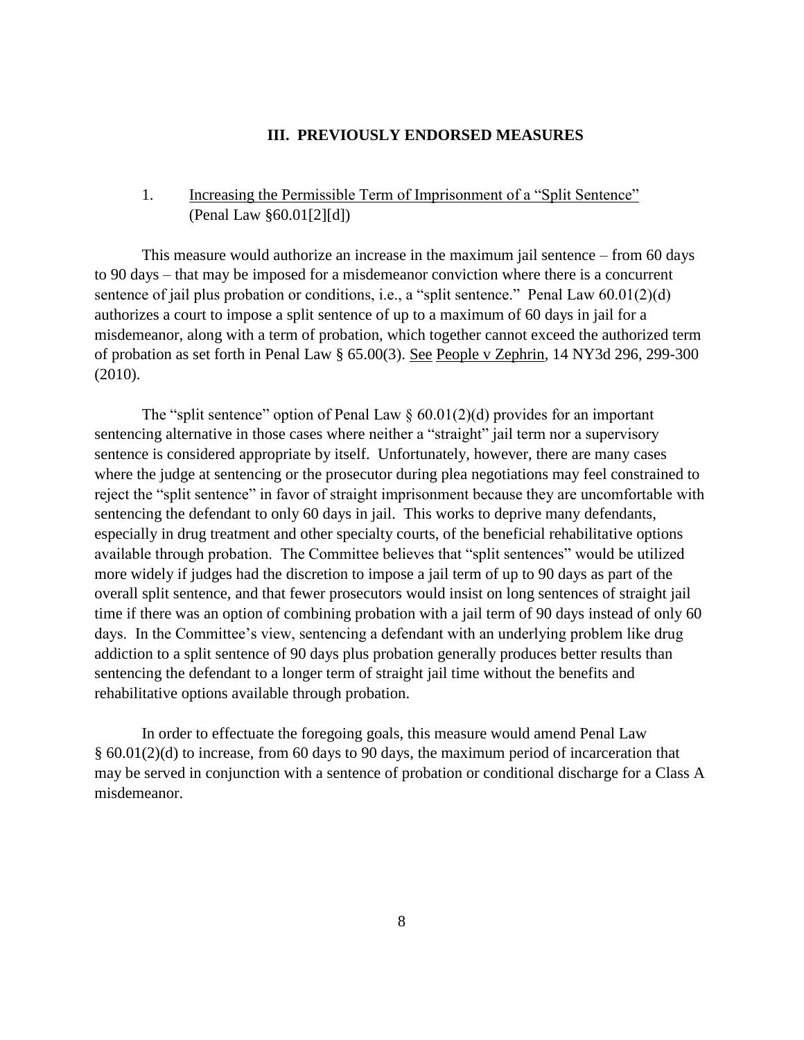## III. PREVIOUSLY ENDORSED MEASURES

1. Increasing the Permissible Term of Imprisonment of a "Split Sentence" (Penal Law §60.01[2][d])

This measure would authorize an increase in the maximum jail sentence – from 60 days to 90 days – that may be imposed for a misdemeanor conviction where there is a concurrent sentence of jail plus probation or conditions, i.e., a "split sentence." Penal Law 60.01(2)(d) authorizes a court to impose a split sentence of up to a maximum of 60 days in jail for a misdemeanor, along with a term of probation, which together cannot exceed the authorized term of probation as set forth in Penal Law § 65.00(3). See People v Zephrin, 14 NY3d 296, 299-300 (2010).

The "split sentence" option of Penal Law § 60.01(2)(d) provides for an important sentencing alternative in those cases where neither a "straight" jail term nor a supervisory sentence is considered appropriate by itself. Unfortunately, however, there are many cases where the judge at sentencing or the prosecutor during plea negotiations may feel constrained to reject the "split sentence" in favor of straight imprisonment because they are uncomfortable with sentencing the defendant to only 60 days in jail. This works to deprive many defendants, especially in drug treatment and other specialty courts, of the beneficial rehabilitative options available through probation. The Committee believes that "split sentences" would be utilized more widely if judges had the discretion to impose a jail term of up to 90 days as part of the overall split sentence, and that fewer prosecutors would insist on long sentences of straight jail time if there was an option of combining probation with a jail term of 90 days instead of only 60 days. In the Committee's view, sentencing a defendant with an underlying problem like drug addiction to a split sentence of 90 days plus probation generally produces better results than sentencing the defendant to a longer term of straight jail time without the benefits and rehabilitative options available through probation.

In order to effectuate the foregoing goals, this measure would amend Penal Law § 60.01(2)(d) to increase, from 60 days to 90 days, the maximum period of incarceration that may be served in conjunction with a sentence of probation or conditional discharge for a Class A misdemeanor.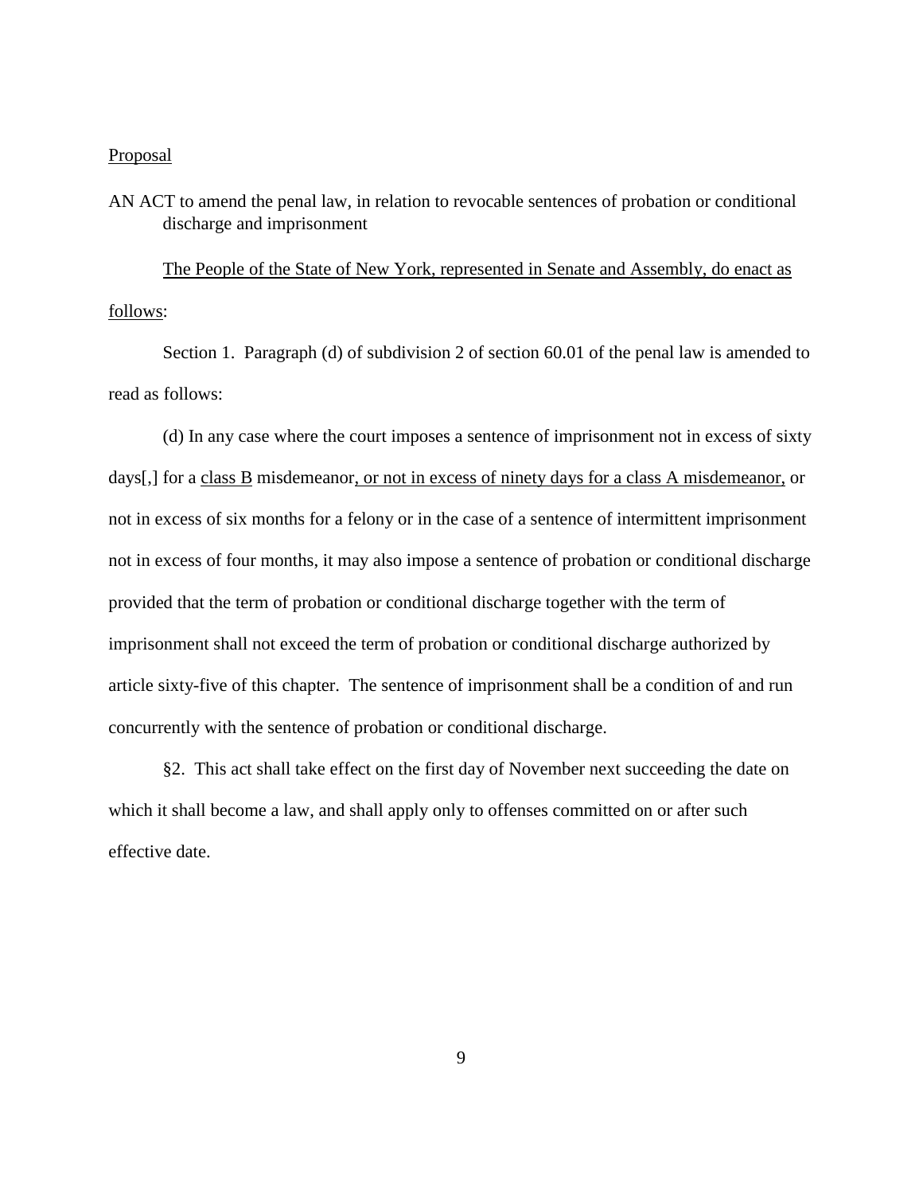Proposal

AN ACT to amend the penal law, in relation to revocable sentences of probation or conditional discharge and imprisonment

The People of the State of New York, represented in Senate and Assembly, do enact as follows:

Section 1. Paragraph (d) of subdivision 2 of section 60.01 of the penal law is amended to read as follows:

(d) In any case where the court imposes a sentence of imprisonment not in excess of sixty days[,] for a class B misdemeanor, or not in excess of ninety days for a class A misdemeanor, or not in excess of six months for a felony or in the case of a sentence of intermittent imprisonment not in excess of four months, it may also impose a sentence of probation or conditional discharge provided that the term of probation or conditional discharge together with the term of imprisonment shall not exceed the term of probation or conditional discharge authorized by article sixty-five of this chapter. The sentence of imprisonment shall be a condition of and run concurrently with the sentence of probation or conditional discharge.

§2. This act shall take effect on the first day of November next succeeding the date on which it shall become a law, and shall apply only to offenses committed on or after such effective date.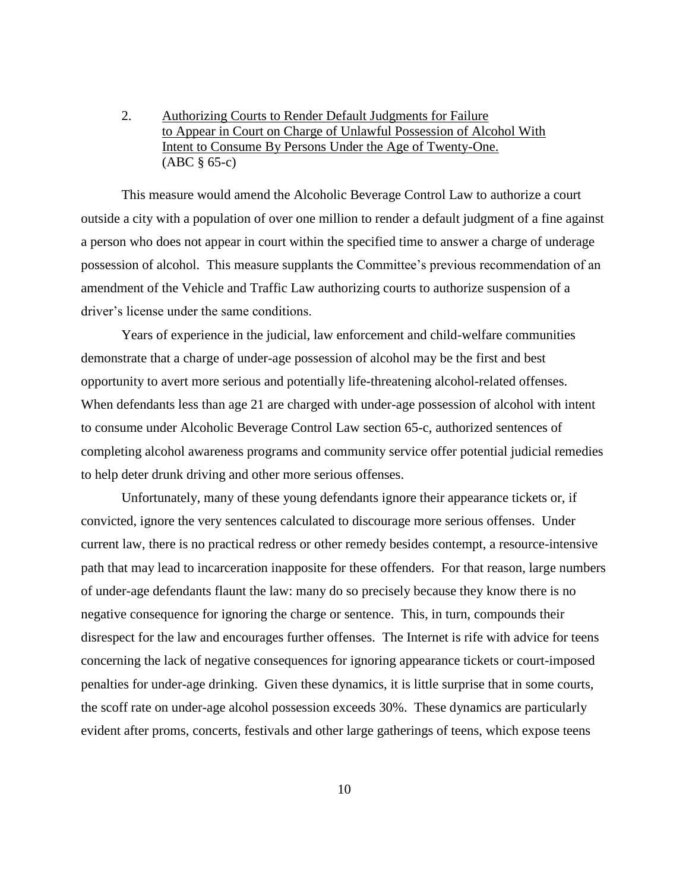2. Authorizing Courts to Render Default Judgments for Failure to Appear in Court on Charge of Unlawful Possession of Alcohol With Intent to Consume By Persons Under the Age of Twenty-One. (ABC § 65-c)

This measure would amend the Alcoholic Beverage Control Law to authorize a court outside a city with a population of over one million to render a default judgment of a fine against a person who does not appear in court within the specified time to answer a charge of underage possession of alcohol. This measure supplants the Committee's previous recommendation of an amendment of the Vehicle and Traffic Law authorizing courts to authorize suspension of a driver's license under the same conditions.

Years of experience in the judicial, law enforcement and child-welfare communities demonstrate that a charge of under-age possession of alcohol may be the first and best opportunity to avert more serious and potentially life-threatening alcohol-related offenses. When defendants less than age 21 are charged with under-age possession of alcohol with intent to consume under Alcoholic Beverage Control Law section 65-c, authorized sentences of completing alcohol awareness programs and community service offer potential judicial remedies to help deter drunk driving and other more serious offenses.

Unfortunately, many of these young defendants ignore their appearance tickets or, if convicted, ignore the very sentences calculated to discourage more serious offenses. Under current law, there is no practical redress or other remedy besides contempt, a resource-intensive path that may lead to incarceration inapposite for these offenders. For that reason, large numbers of under-age defendants flaunt the law: many do so precisely because they know there is no negative consequence for ignoring the charge or sentence. This, in turn, compounds their disrespect for the law and encourages further offenses. The Internet is rife with advice for teens concerning the lack of negative consequences for ignoring appearance tickets or court-imposed penalties for under-age drinking. Given these dynamics, it is little surprise that in some courts, the scoff rate on under-age alcohol possession exceeds 30%. These dynamics are particularly evident after proms, concerts, festivals and other large gatherings of teens, which expose teens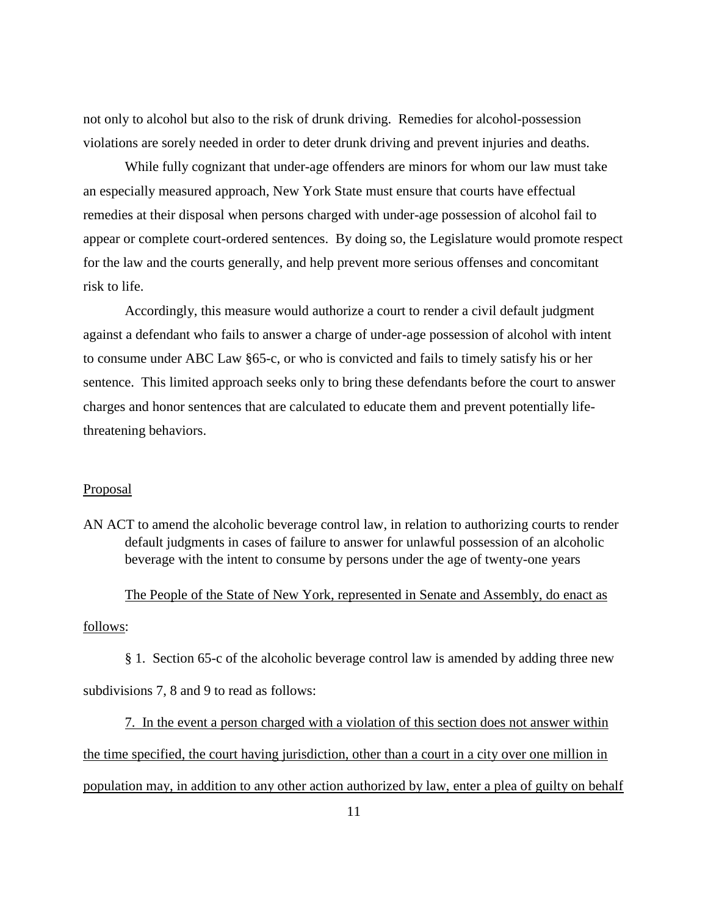not only to alcohol but also to the risk of drunk driving. Remedies for alcohol-possession violations are sorely needed in order to deter drunk driving and prevent injuries and deaths.

While fully cognizant that under-age offenders are minors for whom our law must take an especially measured approach, New York State must ensure that courts have effectual remedies at their disposal when persons charged with under-age possession of alcohol fail to appear or complete court-ordered sentences. By doing so, the Legislature would promote respect for the law and the courts generally, and help prevent more serious offenses and concomitant risk to life.

Accordingly, this measure would authorize a court to render a civil default judgment against a defendant who fails to answer a charge of under-age possession of alcohol with intent to consume under ABC Law §65-c, or who is convicted and fails to timely satisfy his or her sentence. This limited approach seeks only to bring these defendants before the court to answer charges and honor sentences that are calculated to educate them and prevent potentially life-threatening behaviors.

<u>Proposal</u>

AN ACT to amend the alcoholic beverage control law, in relation to authorizing courts to render default judgments in cases of failure to answer for unlawful possession of an alcoholic beverage with the intent to consume by persons under the age of twenty-one years

<u>The People of the State of New York, represented in Senate and Assembly, do enact as follows</u>:

§ 1. Section 65-c of the alcoholic beverage control law is amended by adding three new subdivisions 7, 8 and 9 to read as follows:

<u>7. In the event a person charged with a violation of this section does not answer within the time specified, the court having jurisdiction, other than a court in a city over one million in population may, in addition to any other action authorized by law, enter a plea of guilty on behalf</u>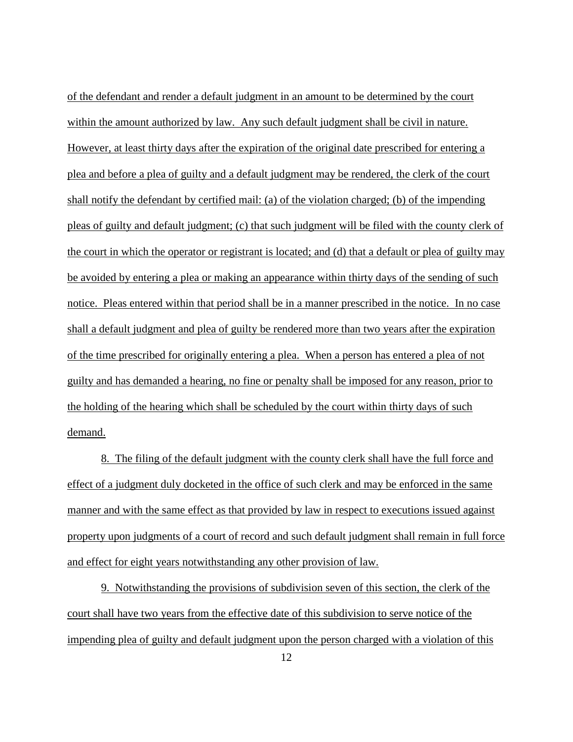of the defendant and render a default judgment in an amount to be determined by the court within the amount authorized by law. Any such default judgment shall be civil in nature. However, at least thirty days after the expiration of the original date prescribed for entering a plea and before a plea of guilty and a default judgment may be rendered, the clerk of the court shall notify the defendant by certified mail: (a) of the violation charged; (b) of the impending pleas of guilty and default judgment; (c) that such judgment will be filed with the county clerk of the court in which the operator or registrant is located; and (d) that a default or plea of guilty may be avoided by entering a plea or making an appearance within thirty days of the sending of such notice. Pleas entered within that period shall be in a manner prescribed in the notice. In no case shall a default judgment and plea of guilty be rendered more than two years after the expiration of the time prescribed for originally entering a plea. When a person has entered a plea of not guilty and has demanded a hearing, no fine or penalty shall be imposed for any reason, prior to the holding of the hearing which shall be scheduled by the court within thirty days of such demand.

8. The filing of the default judgment with the county clerk shall have the full force and effect of a judgment duly docketed in the office of such clerk and may be enforced in the same manner and with the same effect as that provided by law in respect to executions issued against property upon judgments of a court of record and such default judgment shall remain in full force and effect for eight years notwithstanding any other provision of law.

9. Notwithstanding the provisions of subdivision seven of this section, the clerk of the court shall have two years from the effective date of this subdivision to serve notice of the impending plea of guilty and default judgment upon the person charged with a violation of this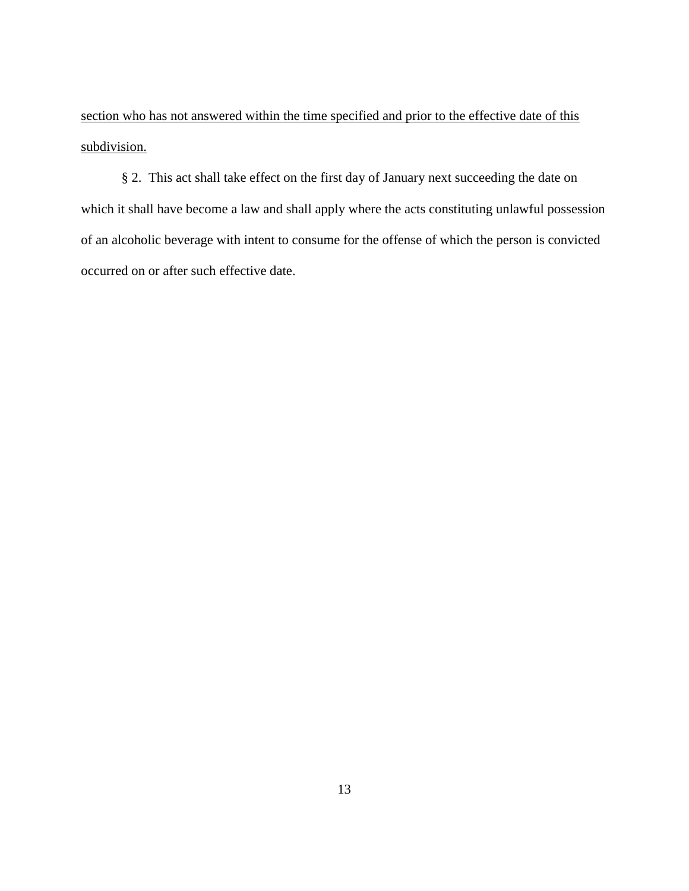<u>section who has not answered within the time specified and prior to the effective date of this subdivision.</u>

§ 2. This act shall take effect on the first day of January next succeeding the date on which it shall have become a law and shall apply where the acts constituting unlawful possession of an alcoholic beverage with intent to consume for the offense of which the person is convicted occurred on or after such effective date.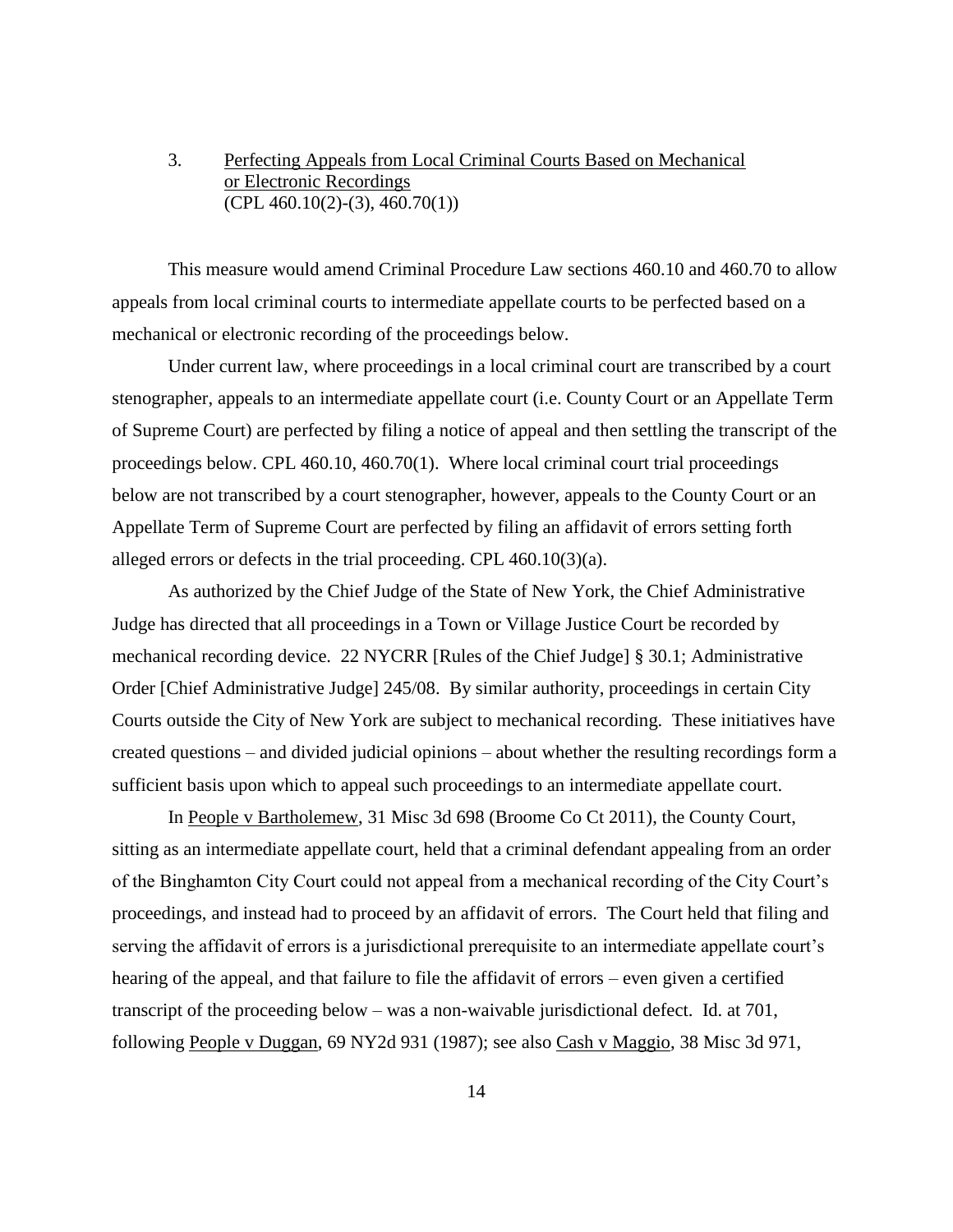### 3. Perfecting Appeals from Local Criminal Courts Based on Mechanical or Electronic Recordings
(CPL 460.10(2)-(3), 460.70(1))

This measure would amend Criminal Procedure Law sections 460.10 and 460.70 to allow appeals from local criminal courts to intermediate appellate courts to be perfected based on a mechanical or electronic recording of the proceedings below.

Under current law, where proceedings in a local criminal court are transcribed by a court stenographer, appeals to an intermediate appellate court (i.e. County Court or an Appellate Term of Supreme Court) are perfected by filing a notice of appeal and then settling the transcript of the proceedings below. CPL 460.10, 460.70(1). Where local criminal court trial proceedings below are not transcribed by a court stenographer, however, appeals to the County Court or an Appellate Term of Supreme Court are perfected by filing an affidavit of errors setting forth alleged errors or defects in the trial proceeding. CPL 460.10(3)(a).

As authorized by the Chief Judge of the State of New York, the Chief Administrative Judge has directed that all proceedings in a Town or Village Justice Court be recorded by mechanical recording device. 22 NYCRR [Rules of the Chief Judge] § 30.1; Administrative Order [Chief Administrative Judge] 245/08. By similar authority, proceedings in certain City Courts outside the City of New York are subject to mechanical recording. These initiatives have created questions – and divided judicial opinions – about whether the resulting recordings form a sufficient basis upon which to appeal such proceedings to an intermediate appellate court.

In People v Bartholemew, 31 Misc 3d 698 (Broome Co Ct 2011), the County Court, sitting as an intermediate appellate court, held that a criminal defendant appealing from an order of the Binghamton City Court could not appeal from a mechanical recording of the City Court's proceedings, and instead had to proceed by an affidavit of errors. The Court held that filing and serving the affidavit of errors is a jurisdictional prerequisite to an intermediate appellate court's hearing of the appeal, and that failure to file the affidavit of errors – even given a certified transcript of the proceeding below – was a non-waivable jurisdictional defect. Id. at 701, following People v Duggan, 69 NY2d 931 (1987); see also Cash v Maggio, 38 Misc 3d 971,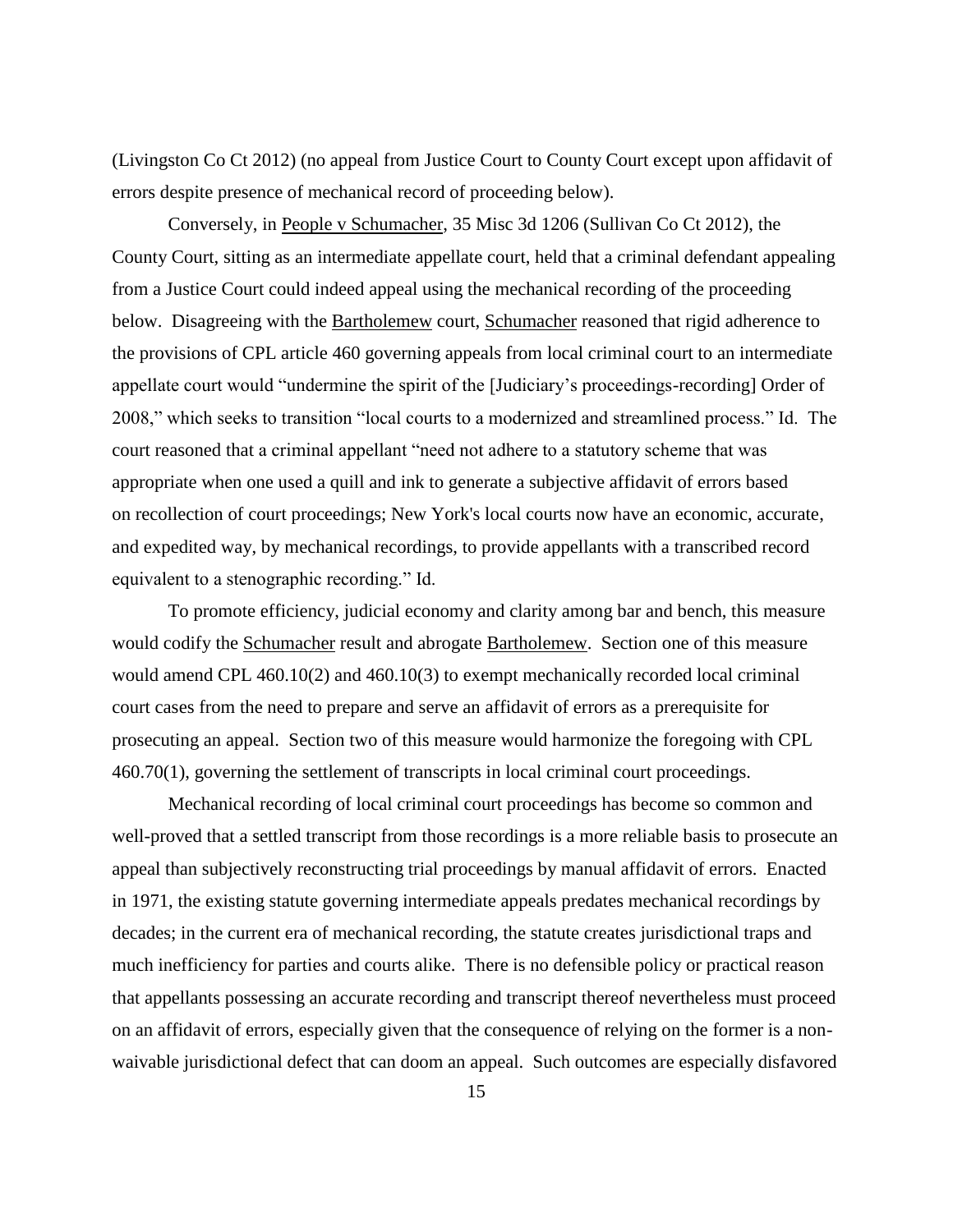(Livingston Co Ct 2012) (no appeal from Justice Court to County Court except upon affidavit of errors despite presence of mechanical record of proceeding below).

Conversely, in People v Schumacher, 35 Misc 3d 1206 (Sullivan Co Ct 2012), the County Court, sitting as an intermediate appellate court, held that a criminal defendant appealing from a Justice Court could indeed appeal using the mechanical recording of the proceeding below. Disagreeing with the Bartholemew court, Schumacher reasoned that rigid adherence to the provisions of CPL article 460 governing appeals from local criminal court to an intermediate appellate court would "undermine the spirit of the [Judiciary's proceedings-recording] Order of 2008," which seeks to transition "local courts to a modernized and streamlined process." Id. The court reasoned that a criminal appellant "need not adhere to a statutory scheme that was appropriate when one used a quill and ink to generate a subjective affidavit of errors based on recollection of court proceedings; New York's local courts now have an economic, accurate, and expedited way, by mechanical recordings, to provide appellants with a transcribed record equivalent to a stenographic recording." Id.

To promote efficiency, judicial economy and clarity among bar and bench, this measure would codify the Schumacher result and abrogate Bartholemew. Section one of this measure would amend CPL 460.10(2) and 460.10(3) to exempt mechanically recorded local criminal court cases from the need to prepare and serve an affidavit of errors as a prerequisite for prosecuting an appeal. Section two of this measure would harmonize the foregoing with CPL 460.70(1), governing the settlement of transcripts in local criminal court proceedings.

Mechanical recording of local criminal court proceedings has become so common and well-proved that a settled transcript from those recordings is a more reliable basis to prosecute an appeal than subjectively reconstructing trial proceedings by manual affidavit of errors. Enacted in 1971, the existing statute governing intermediate appeals predates mechanical recordings by decades; in the current era of mechanical recording, the statute creates jurisdictional traps and much inefficiency for parties and courts alike. There is no defensible policy or practical reason that appellants possessing an accurate recording and transcript thereof nevertheless must proceed on an affidavit of errors, especially given that the consequence of relying on the former is a non-waivable jurisdictional defect that can doom an appeal. Such outcomes are especially disfavored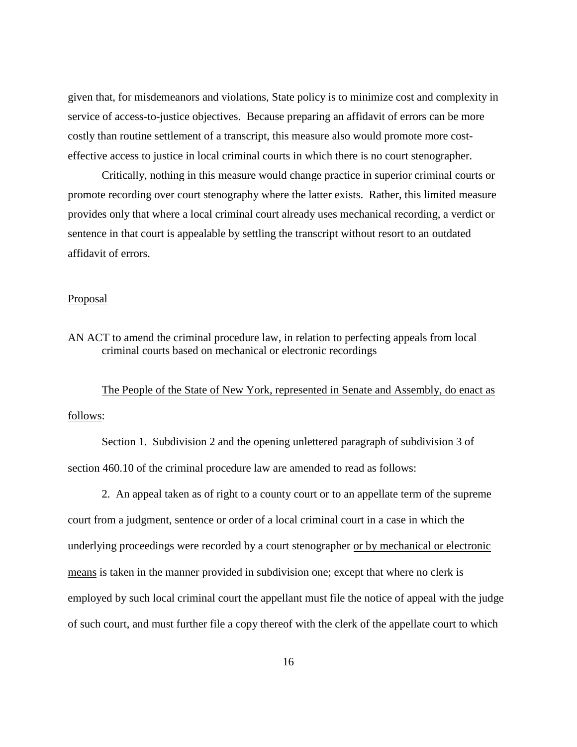given that, for misdemeanors and violations, State policy is to minimize cost and complexity in service of access-to-justice objectives. Because preparing an affidavit of errors can be more costly than routine settlement of a transcript, this measure also would promote more cost-effective access to justice in local criminal courts in which there is no court stenographer.

Critically, nothing in this measure would change practice in superior criminal courts or promote recording over court stenography where the latter exists. Rather, this limited measure provides only that where a local criminal court already uses mechanical recording, a verdict or sentence in that court is appealable by settling the transcript without resort to an outdated affidavit of errors.

Proposal

AN ACT to amend the criminal procedure law, in relation to perfecting appeals from local criminal courts based on mechanical or electronic recordings

The People of the State of New York, represented in Senate and Assembly, do enact as follows:

Section 1. Subdivision 2 and the opening unlettered paragraph of subdivision 3 of section 460.10 of the criminal procedure law are amended to read as follows:

2. An appeal taken as of right to a county court or to an appellate term of the supreme court from a judgment, sentence or order of a local criminal court in a case in which the underlying proceedings were recorded by a court stenographer <u>or by mechanical or electronic means</u> is taken in the manner provided in subdivision one; except that where no clerk is employed by such local criminal court the appellant must file the notice of appeal with the judge of such court, and must further file a copy thereof with the clerk of the appellate court to which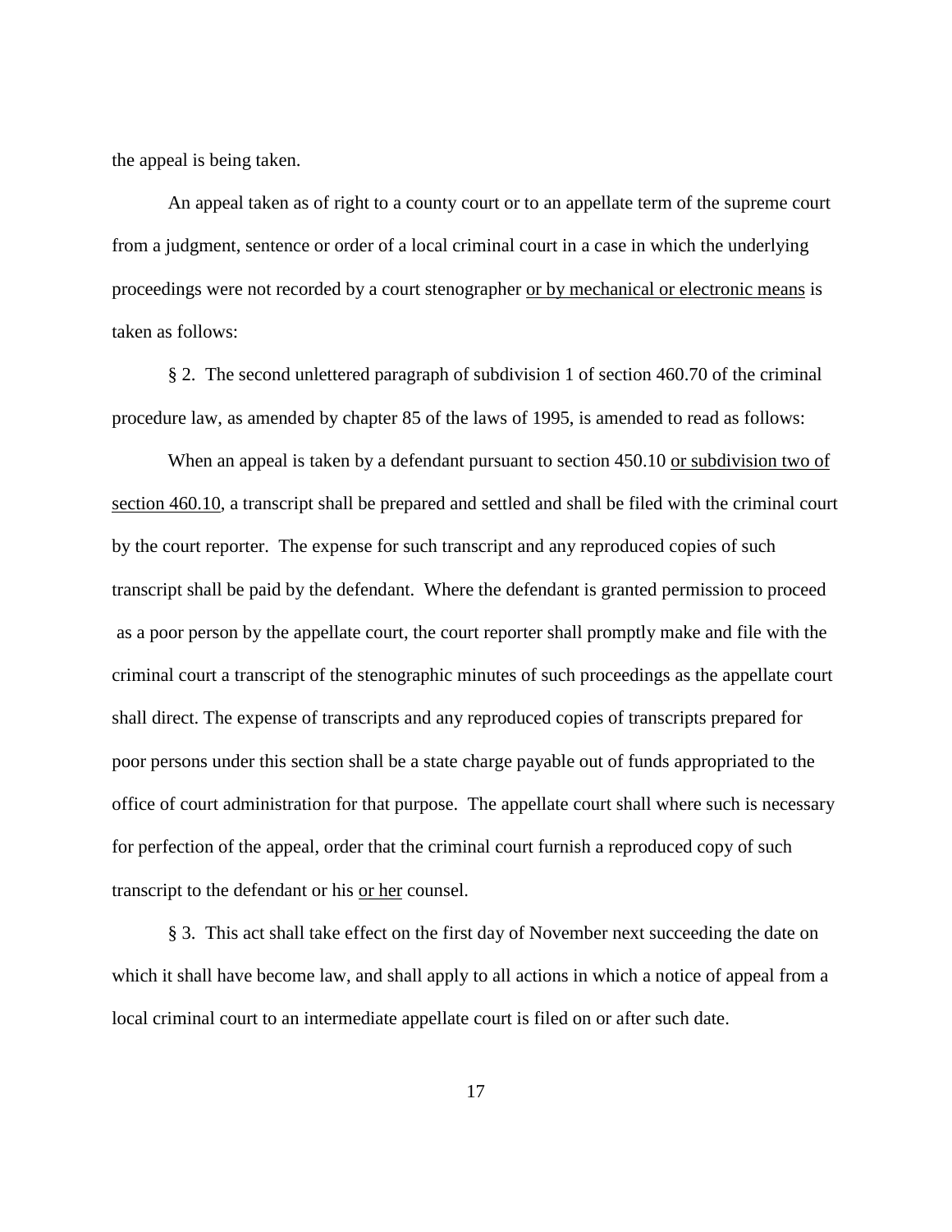the appeal is being taken.

An appeal taken as of right to a county court or to an appellate term of the supreme court from a judgment, sentence or order of a local criminal court in a case in which the underlying proceedings were not recorded by a court stenographer <u>or by mechanical or electronic means</u> is taken as follows:

§ 2. The second unlettered paragraph of subdivision 1 of section 460.70 of the criminal procedure law, as amended by chapter 85 of the laws of 1995, is amended to read as follows:

When an appeal is taken by a defendant pursuant to section 450.10 <u>or subdivision two of section 460.10</u>, a transcript shall be prepared and settled and shall be filed with the criminal court by the court reporter. The expense for such transcript and any reproduced copies of such transcript shall be paid by the defendant. Where the defendant is granted permission to proceed as a poor person by the appellate court, the court reporter shall promptly make and file with the criminal court a transcript of the stenographic minutes of such proceedings as the appellate court shall direct. The expense of transcripts and any reproduced copies of transcripts prepared for poor persons under this section shall be a state charge payable out of funds appropriated to the office of court administration for that purpose. The appellate court shall where such is necessary for perfection of the appeal, order that the criminal court furnish a reproduced copy of such transcript to the defendant or his <u>or her</u> counsel.

§ 3. This act shall take effect on the first day of November next succeeding the date on which it shall have become law, and shall apply to all actions in which a notice of appeal from a local criminal court to an intermediate appellate court is filed on or after such date.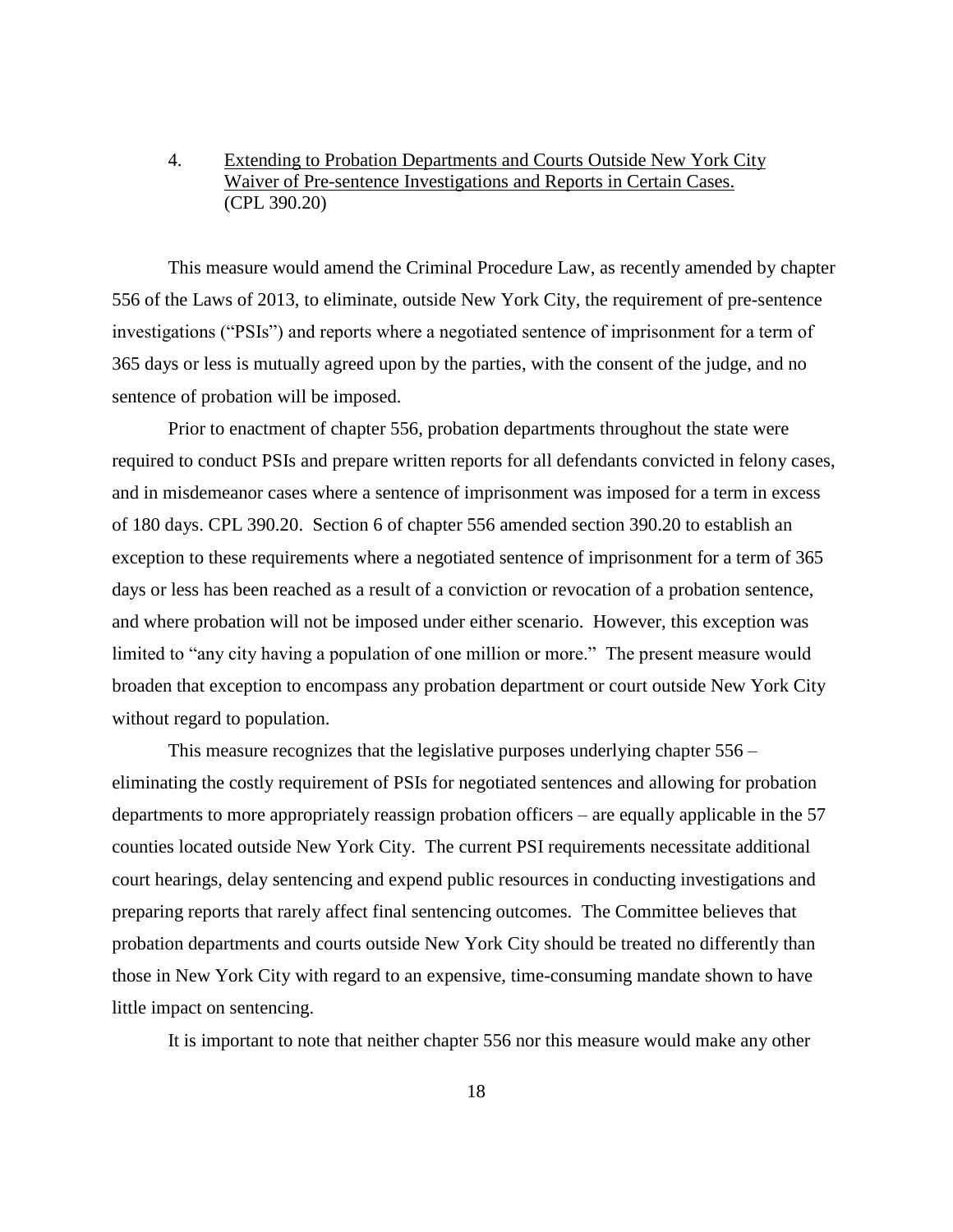4. <u>Extending to Probation Departments and Courts Outside New York City Waiver of Pre-sentence Investigations and Reports in Certain Cases.</u> (CPL 390.20)

This measure would amend the Criminal Procedure Law, as recently amended by chapter 556 of the Laws of 2013, to eliminate, outside New York City, the requirement of pre-sentence investigations ("PSIs") and reports where a negotiated sentence of imprisonment for a term of 365 days or less is mutually agreed upon by the parties, with the consent of the judge, and no sentence of probation will be imposed.

Prior to enactment of chapter 556, probation departments throughout the state were required to conduct PSIs and prepare written reports for all defendants convicted in felony cases, and in misdemeanor cases where a sentence of imprisonment was imposed for a term in excess of 180 days. CPL 390.20. Section 6 of chapter 556 amended section 390.20 to establish an exception to these requirements where a negotiated sentence of imprisonment for a term of 365 days or less has been reached as a result of a conviction or revocation of a probation sentence, and where probation will not be imposed under either scenario. However, this exception was limited to "any city having a population of one million or more." The present measure would broaden that exception to encompass any probation department or court outside New York City without regard to population.

This measure recognizes that the legislative purposes underlying chapter 556 – eliminating the costly requirement of PSIs for negotiated sentences and allowing for probation departments to more appropriately reassign probation officers – are equally applicable in the 57 counties located outside New York City. The current PSI requirements necessitate additional court hearings, delay sentencing and expend public resources in conducting investigations and preparing reports that rarely affect final sentencing outcomes. The Committee believes that probation departments and courts outside New York City should be treated no differently than those in New York City with regard to an expensive, time-consuming mandate shown to have little impact on sentencing.

It is important to note that neither chapter 556 nor this measure would make any other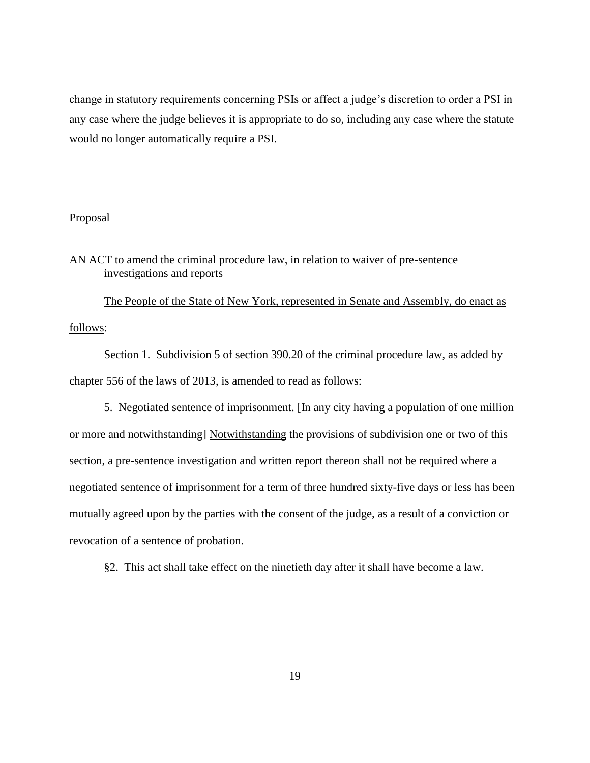change in statutory requirements concerning PSIs or affect a judge's discretion to order a PSI in any case where the judge believes it is appropriate to do so, including any case where the statute would no longer automatically require a PSI.

<u>Proposal</u>

AN ACT to amend the criminal procedure law, in relation to waiver of pre-sentence investigations and reports

<u>The People of the State of New York, represented in Senate and Assembly, do enact as follows</u>:

Section 1. Subdivision 5 of section 390.20 of the criminal procedure law, as added by chapter 556 of the laws of 2013, is amended to read as follows:

5. Negotiated sentence of imprisonment. [In any city having a population of one million or more and notwithstanding] <u>Notwithstanding</u> the provisions of subdivision one or two of this section, a pre-sentence investigation and written report thereon shall not be required where a negotiated sentence of imprisonment for a term of three hundred sixty-five days or less has been mutually agreed upon by the parties with the consent of the judge, as a result of a conviction or revocation of a sentence of probation.

§2. This act shall take effect on the ninetieth day after it shall have become a law.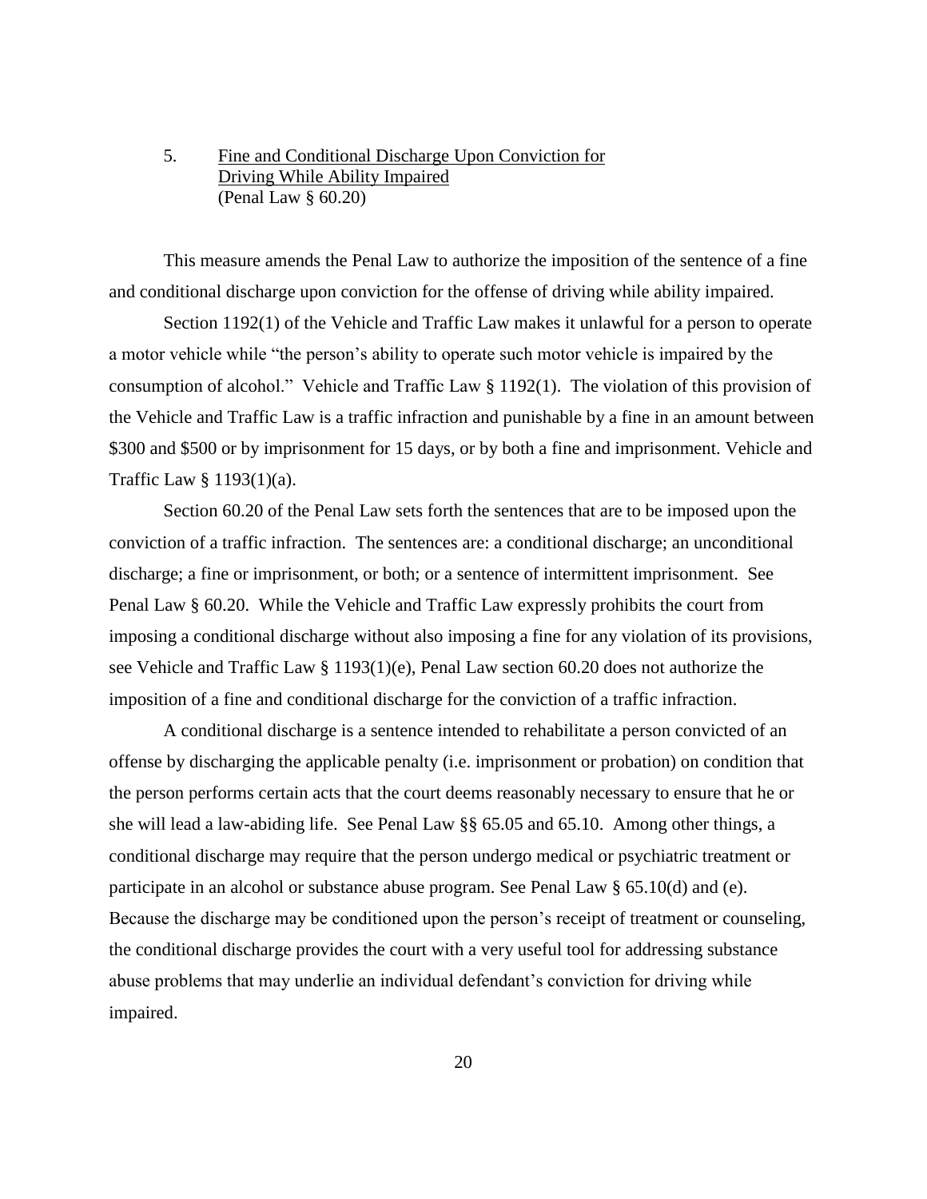5. Fine and Conditional Discharge Upon Conviction for Driving While Ability Impaired
(Penal Law § 60.20)

This measure amends the Penal Law to authorize the imposition of the sentence of a fine and conditional discharge upon conviction for the offense of driving while ability impaired.

Section 1192(1) of the Vehicle and Traffic Law makes it unlawful for a person to operate a motor vehicle while "the person's ability to operate such motor vehicle is impaired by the consumption of alcohol." Vehicle and Traffic Law § 1192(1). The violation of this provision of the Vehicle and Traffic Law is a traffic infraction and punishable by a fine in an amount between $300 and $500 or by imprisonment for 15 days, or by both a fine and imprisonment. Vehicle and Traffic Law § 1193(1)(a).

Section 60.20 of the Penal Law sets forth the sentences that are to be imposed upon the conviction of a traffic infraction. The sentences are: a conditional discharge; an unconditional discharge; a fine or imprisonment, or both; or a sentence of intermittent imprisonment. See Penal Law § 60.20. While the Vehicle and Traffic Law expressly prohibits the court from imposing a conditional discharge without also imposing a fine for any violation of its provisions, see Vehicle and Traffic Law § 1193(1)(e), Penal Law section 60.20 does not authorize the imposition of a fine and conditional discharge for the conviction of a traffic infraction.

A conditional discharge is a sentence intended to rehabilitate a person convicted of an offense by discharging the applicable penalty (i.e. imprisonment or probation) on condition that the person performs certain acts that the court deems reasonably necessary to ensure that he or she will lead a law-abiding life. See Penal Law §§ 65.05 and 65.10. Among other things, a conditional discharge may require that the person undergo medical or psychiatric treatment or participate in an alcohol or substance abuse program. See Penal Law § 65.10(d) and (e). Because the discharge may be conditioned upon the person's receipt of treatment or counseling, the conditional discharge provides the court with a very useful tool for addressing substance abuse problems that may underlie an individual defendant's conviction for driving while impaired.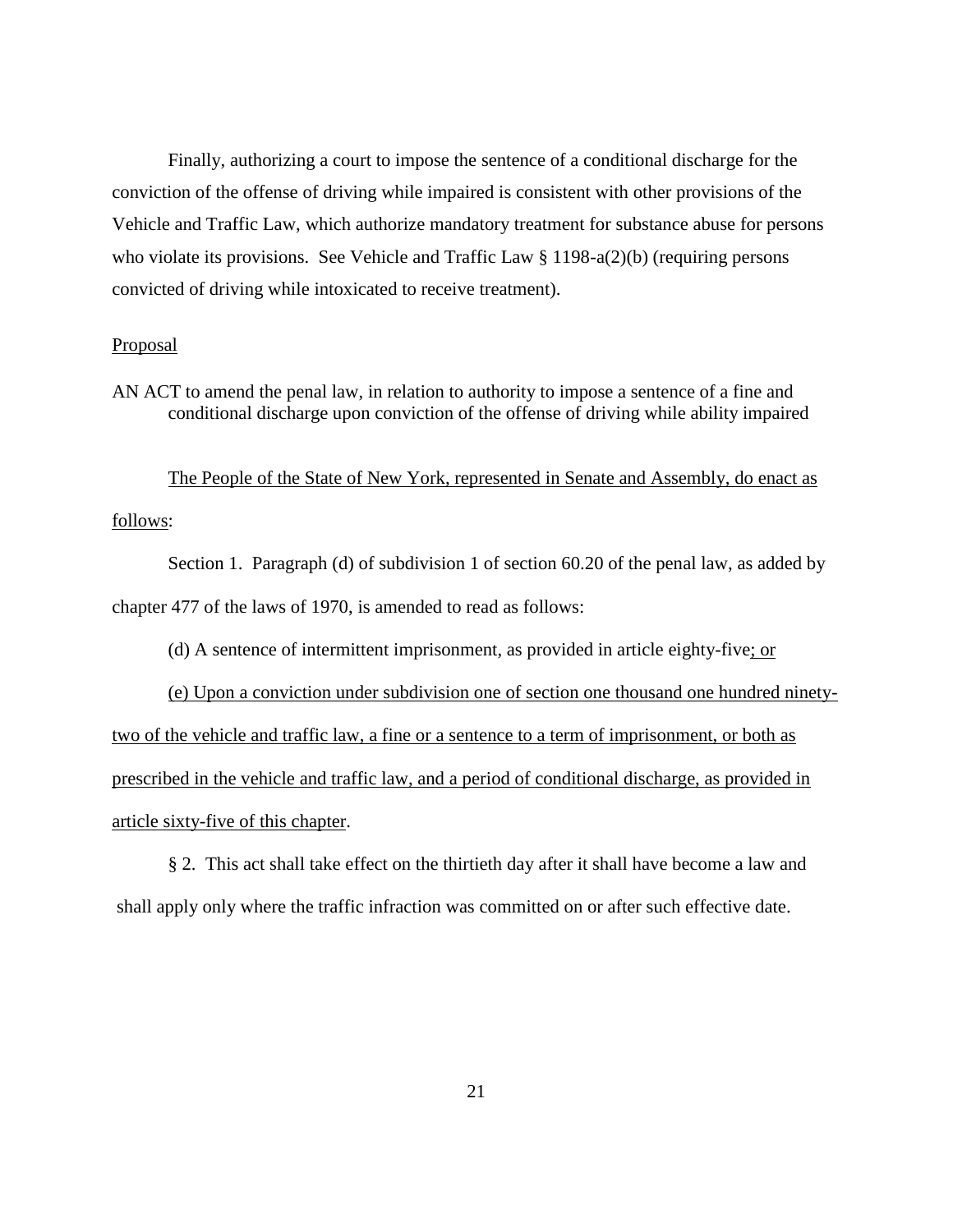Finally, authorizing a court to impose the sentence of a conditional discharge for the conviction of the offense of driving while impaired is consistent with other provisions of the Vehicle and Traffic Law, which authorize mandatory treatment for substance abuse for persons who violate its provisions. See Vehicle and Traffic Law § 1198-a(2)(b) (requiring persons convicted of driving while intoxicated to receive treatment).

<u>Proposal</u>

AN ACT to amend the penal law, in relation to authority to impose a sentence of a fine and conditional discharge upon conviction of the offense of driving while ability impaired

<u>The People of the State of New York, represented in Senate and Assembly, do enact as follows</u>:

Section 1. Paragraph (d) of subdivision 1 of section 60.20 of the penal law, as added by chapter 477 of the laws of 1970, is amended to read as follows:

(d) A sentence of intermittent imprisonment, as provided in article eighty-five<u>; or</u>

<u>(e) Upon a conviction under subdivision one of section one thousand one hundred ninety-two of the vehicle and traffic law, a fine or a sentence to a term of imprisonment, or both as prescribed in the vehicle and traffic law, and a period of conditional discharge, as provided in article sixty-five of this chapter</u>.

§ 2. This act shall take effect on the thirtieth day after it shall have become a law and shall apply only where the traffic infraction was committed on or after such effective date.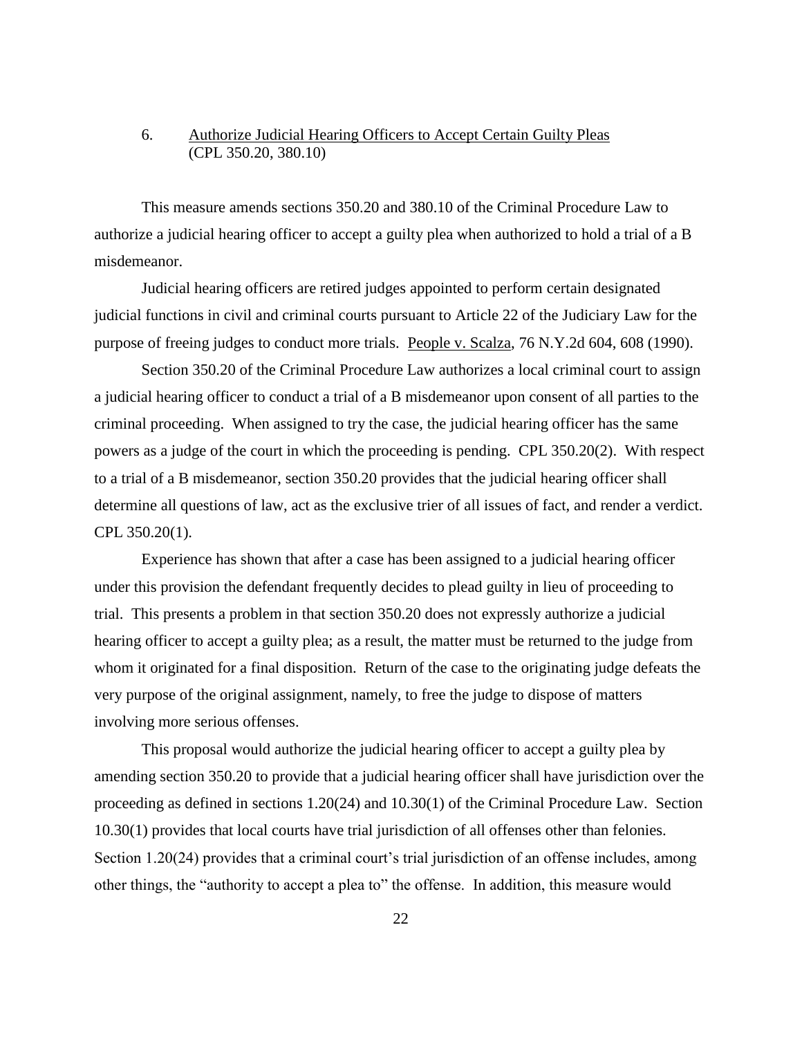6. <u>Authorize Judicial Hearing Officers to Accept Certain Guilty Pleas</u>
(CPL 350.20, 380.10)

This measure amends sections 350.20 and 380.10 of the Criminal Procedure Law to authorize a judicial hearing officer to accept a guilty plea when authorized to hold a trial of a B misdemeanor.

Judicial hearing officers are retired judges appointed to perform certain designated judicial functions in civil and criminal courts pursuant to Article 22 of the Judiciary Law for the purpose of freeing judges to conduct more trials. <u>People v. Scalza</u>, 76 N.Y.2d 604, 608 (1990).

Section 350.20 of the Criminal Procedure Law authorizes a local criminal court to assign a judicial hearing officer to conduct a trial of a B misdemeanor upon consent of all parties to the criminal proceeding. When assigned to try the case, the judicial hearing officer has the same powers as a judge of the court in which the proceeding is pending. CPL 350.20(2). With respect to a trial of a B misdemeanor, section 350.20 provides that the judicial hearing officer shall determine all questions of law, act as the exclusive trier of all issues of fact, and render a verdict. CPL 350.20(1).

Experience has shown that after a case has been assigned to a judicial hearing officer under this provision the defendant frequently decides to plead guilty in lieu of proceeding to trial. This presents a problem in that section 350.20 does not expressly authorize a judicial hearing officer to accept a guilty plea; as a result, the matter must be returned to the judge from whom it originated for a final disposition. Return of the case to the originating judge defeats the very purpose of the original assignment, namely, to free the judge to dispose of matters involving more serious offenses.

This proposal would authorize the judicial hearing officer to accept a guilty plea by amending section 350.20 to provide that a judicial hearing officer shall have jurisdiction over the proceeding as defined in sections 1.20(24) and 10.30(1) of the Criminal Procedure Law. Section 10.30(1) provides that local courts have trial jurisdiction of all offenses other than felonies. Section 1.20(24) provides that a criminal court's trial jurisdiction of an offense includes, among other things, the "authority to accept a plea to" the offense. In addition, this measure would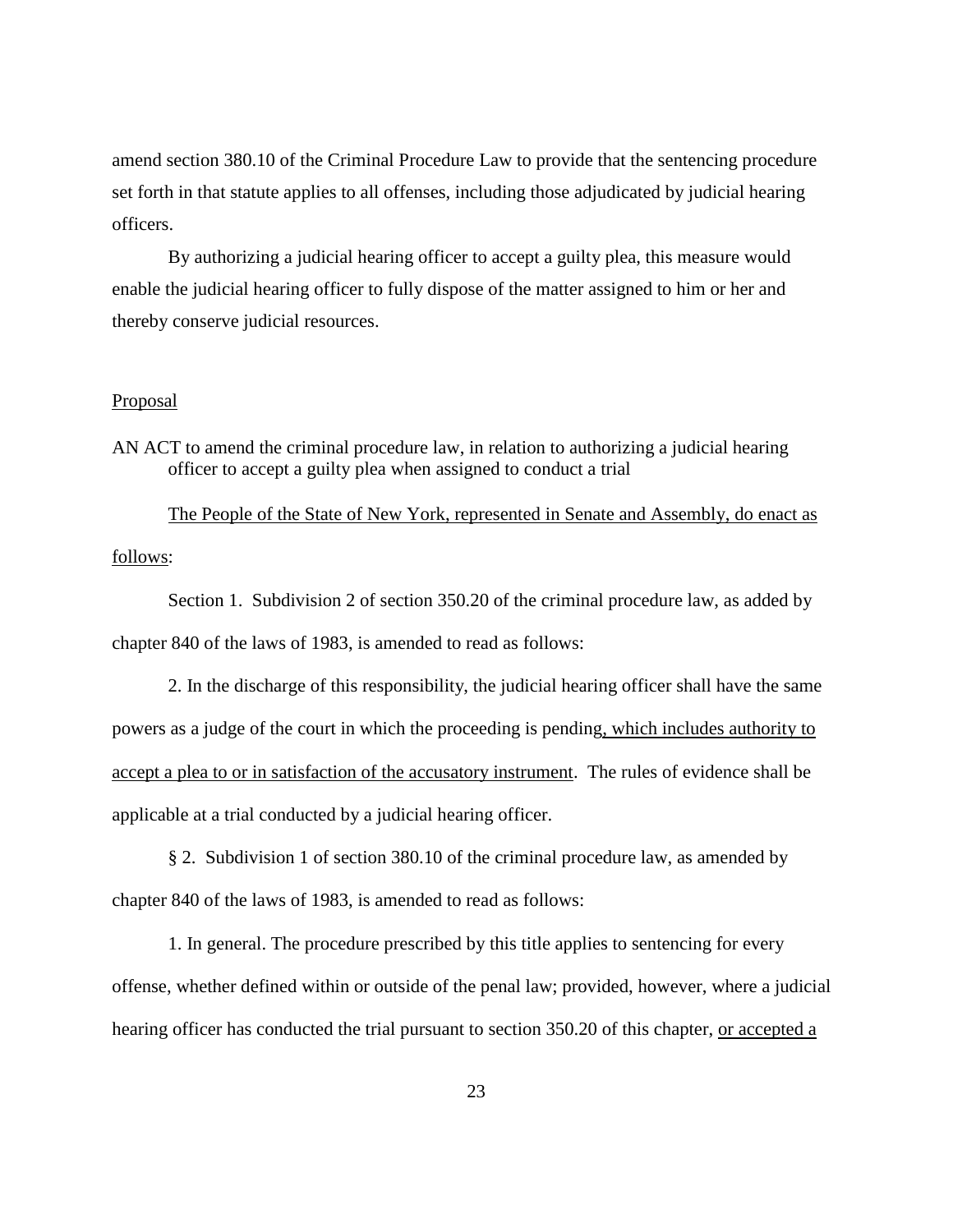amend section 380.10 of the Criminal Procedure Law to provide that the sentencing procedure set forth in that statute applies to all offenses, including those adjudicated by judicial hearing officers.

By authorizing a judicial hearing officer to accept a guilty plea, this measure would enable the judicial hearing officer to fully dispose of the matter assigned to him or her and thereby conserve judicial resources.

<u>Proposal</u>

AN ACT to amend the criminal procedure law, in relation to authorizing a judicial hearing officer to accept a guilty plea when assigned to conduct a trial

<u>The People of the State of New York, represented in Senate and Assembly, do enact as follows</u>:

Section 1. Subdivision 2 of section 350.20 of the criminal procedure law, as added by chapter 840 of the laws of 1983, is amended to read as follows:

2. In the discharge of this responsibility, the judicial hearing officer shall have the same powers as a judge of the court in which the proceeding is pending<u>, which includes authority to accept a plea to or in satisfaction of the accusatory instrument</u>. The rules of evidence shall be applicable at a trial conducted by a judicial hearing officer.

§ 2. Subdivision 1 of section 380.10 of the criminal procedure law, as amended by chapter 840 of the laws of 1983, is amended to read as follows:

1. In general. The procedure prescribed by this title applies to sentencing for every offense, whether defined within or outside of the penal law; provided, however, where a judicial hearing officer has conducted the trial pursuant to section 350.20 of this chapter, <u>or accepted a</u>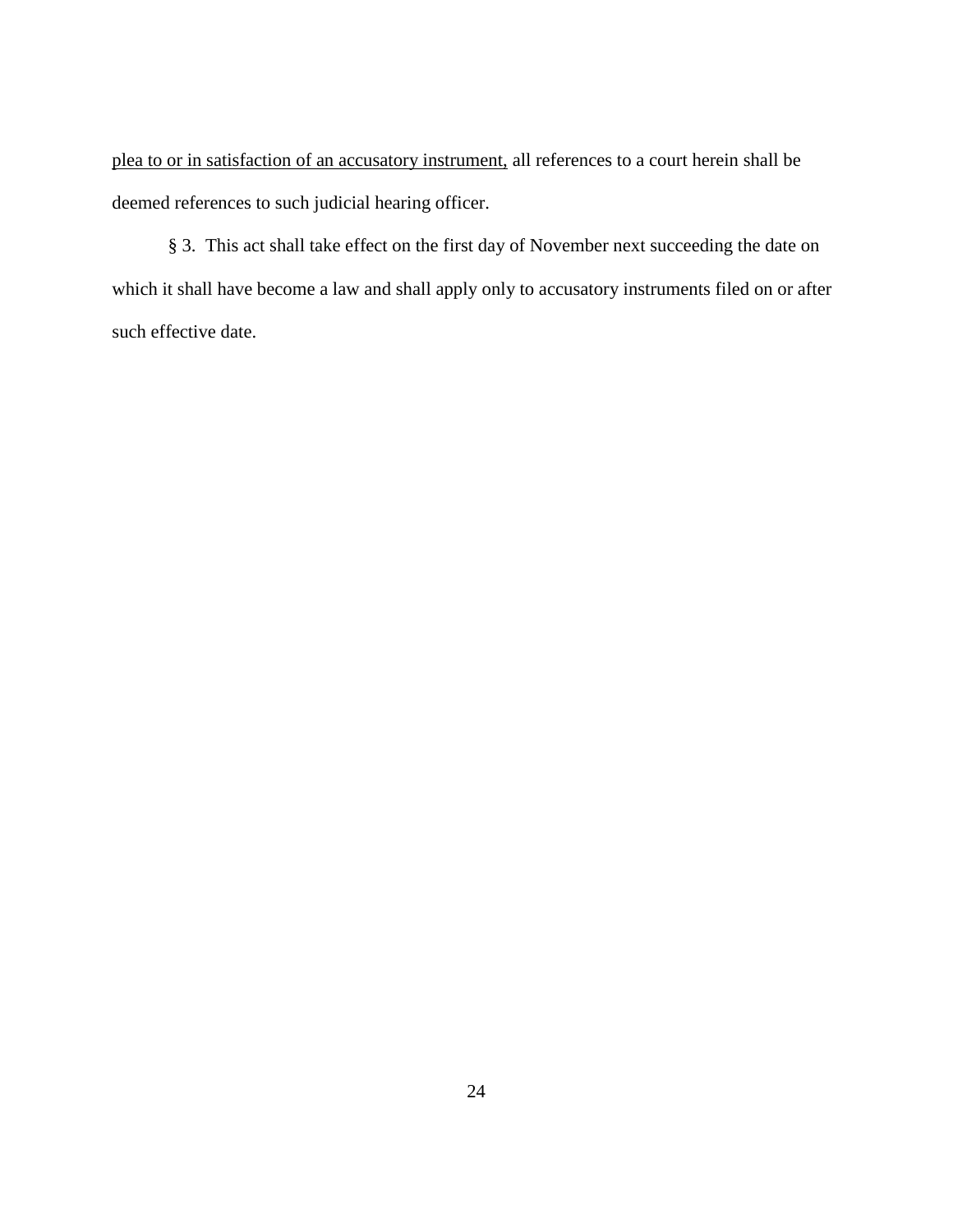<u>plea to or in satisfaction of an accusatory instrument,</u> all references to a court herein shall be deemed references to such judicial hearing officer.

§ 3. This act shall take effect on the first day of November next succeeding the date on which it shall have become a law and shall apply only to accusatory instruments filed on or after such effective date.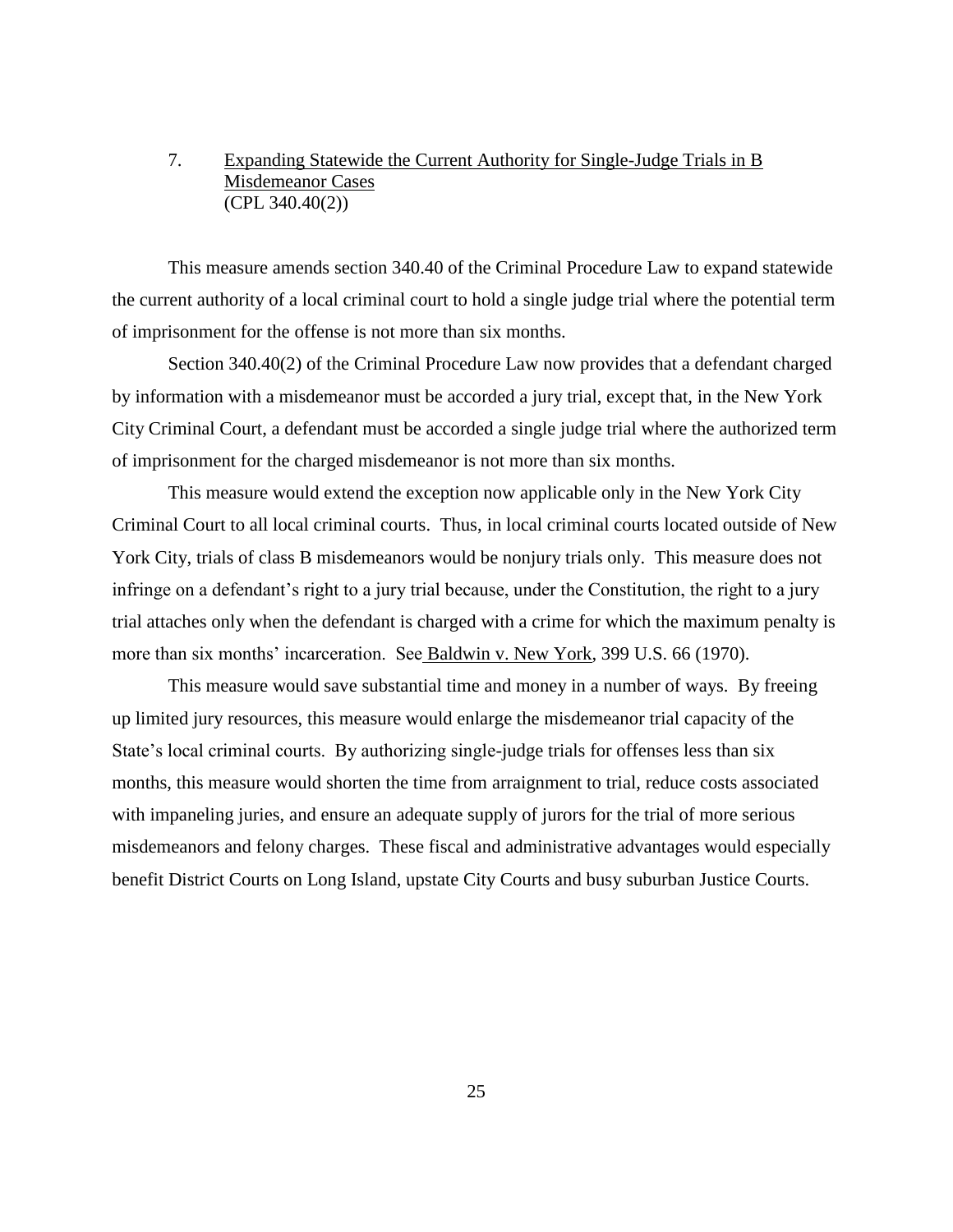7. <u>Expanding Statewide the Current Authority for Single-Judge Trials in B Misdemeanor Cases</u>
(CPL 340.40(2))

This measure amends section 340.40 of the Criminal Procedure Law to expand statewide the current authority of a local criminal court to hold a single judge trial where the potential term of imprisonment for the offense is not more than six months.

Section 340.40(2) of the Criminal Procedure Law now provides that a defendant charged by information with a misdemeanor must be accorded a jury trial, except that, in the New York City Criminal Court, a defendant must be accorded a single judge trial where the authorized term of imprisonment for the charged misdemeanor is not more than six months.

This measure would extend the exception now applicable only in the New York City Criminal Court to all local criminal courts. Thus, in local criminal courts located outside of New York City, trials of class B misdemeanors would be nonjury trials only. This measure does not infringe on a defendant's right to a jury trial because, under the Constitution, the right to a jury trial attaches only when the defendant is charged with a crime for which the maximum penalty is more than six months' incarceration. See <u>Baldwin v. New York</u>, 399 U.S. 66 (1970).

This measure would save substantial time and money in a number of ways. By freeing up limited jury resources, this measure would enlarge the misdemeanor trial capacity of the State's local criminal courts. By authorizing single-judge trials for offenses less than six months, this measure would shorten the time from arraignment to trial, reduce costs associated with impaneling juries, and ensure an adequate supply of jurors for the trial of more serious misdemeanors and felony charges. These fiscal and administrative advantages would especially benefit District Courts on Long Island, upstate City Courts and busy suburban Justice Courts.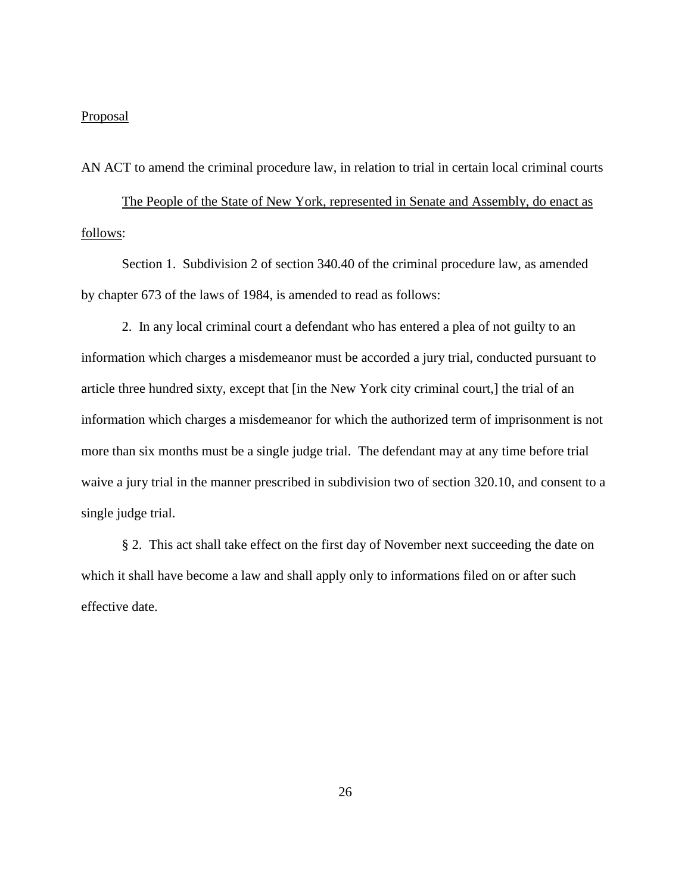Proposal

AN ACT to amend the criminal procedure law, in relation to trial in certain local criminal courts

The People of the State of New York, represented in Senate and Assembly, do enact as follows:

Section 1. Subdivision 2 of section 340.40 of the criminal procedure law, as amended by chapter 673 of the laws of 1984, is amended to read as follows:

2. In any local criminal court a defendant who has entered a plea of not guilty to an information which charges a misdemeanor must be accorded a jury trial, conducted pursuant to article three hundred sixty, except that [in the New York city criminal court,] the trial of an information which charges a misdemeanor for which the authorized term of imprisonment is not more than six months must be a single judge trial. The defendant may at any time before trial waive a jury trial in the manner prescribed in subdivision two of section 320.10, and consent to a single judge trial.

§ 2. This act shall take effect on the first day of November next succeeding the date on which it shall have become a law and shall apply only to informations filed on or after such effective date.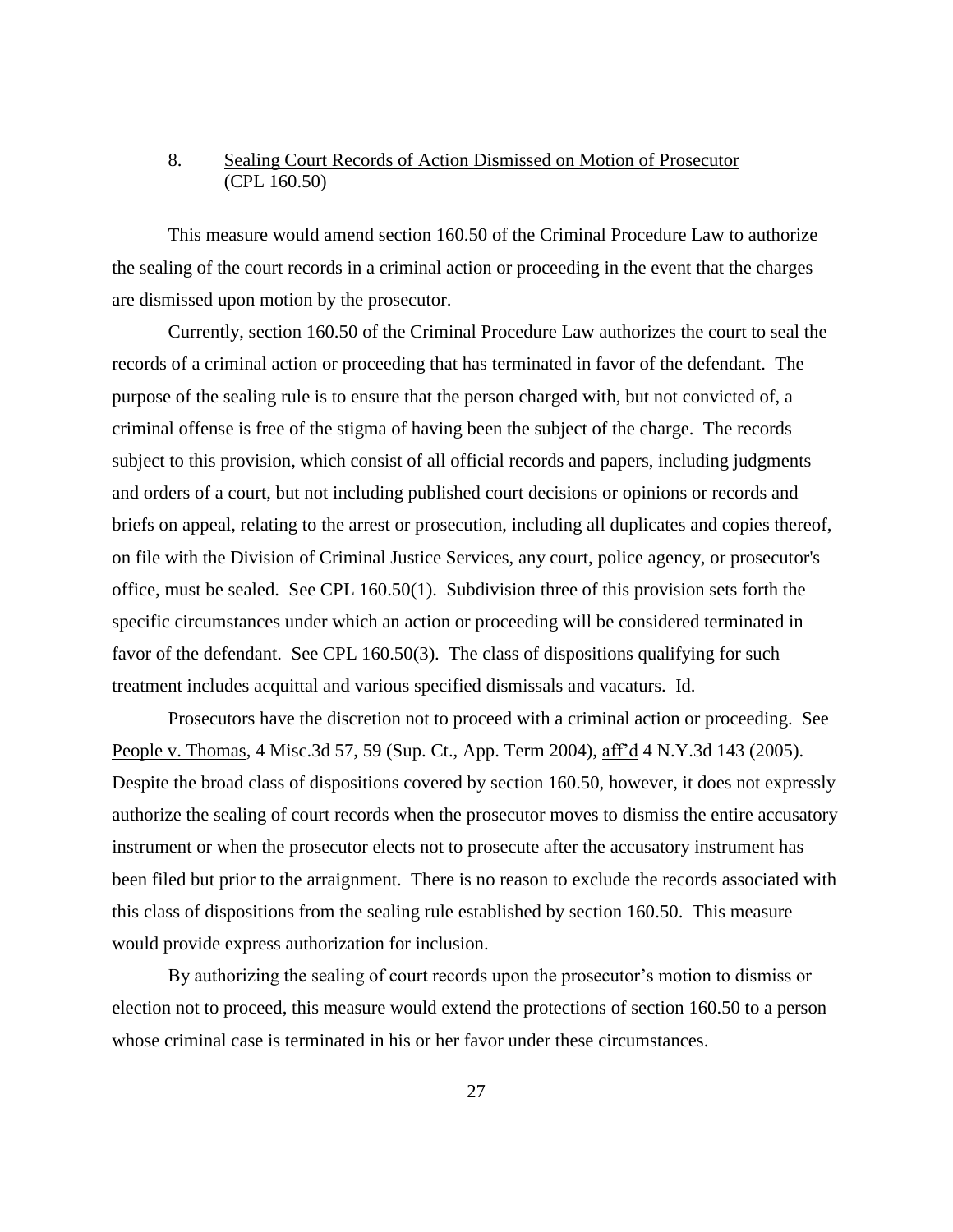8. Sealing Court Records of Action Dismissed on Motion of Prosecutor (CPL 160.50)

This measure would amend section 160.50 of the Criminal Procedure Law to authorize the sealing of the court records in a criminal action or proceeding in the event that the charges are dismissed upon motion by the prosecutor.

Currently, section 160.50 of the Criminal Procedure Law authorizes the court to seal the records of a criminal action or proceeding that has terminated in favor of the defendant. The purpose of the sealing rule is to ensure that the person charged with, but not convicted of, a criminal offense is free of the stigma of having been the subject of the charge. The records subject to this provision, which consist of all official records and papers, including judgments and orders of a court, but not including published court decisions or opinions or records and briefs on appeal, relating to the arrest or prosecution, including all duplicates and copies thereof, on file with the Division of Criminal Justice Services, any court, police agency, or prosecutor's office, must be sealed. See CPL 160.50(1). Subdivision three of this provision sets forth the specific circumstances under which an action or proceeding will be considered terminated in favor of the defendant. See CPL 160.50(3). The class of dispositions qualifying for such treatment includes acquittal and various specified dismissals and vacaturs. Id.

Prosecutors have the discretion not to proceed with a criminal action or proceeding. See People v. Thomas, 4 Misc.3d 57, 59 (Sup. Ct., App. Term 2004), aff'd 4 N.Y.3d 143 (2005). Despite the broad class of dispositions covered by section 160.50, however, it does not expressly authorize the sealing of court records when the prosecutor moves to dismiss the entire accusatory instrument or when the prosecutor elects not to prosecute after the accusatory instrument has been filed but prior to the arraignment. There is no reason to exclude the records associated with this class of dispositions from the sealing rule established by section 160.50. This measure would provide express authorization for inclusion.

By authorizing the sealing of court records upon the prosecutor's motion to dismiss or election not to proceed, this measure would extend the protections of section 160.50 to a person whose criminal case is terminated in his or her favor under these circumstances.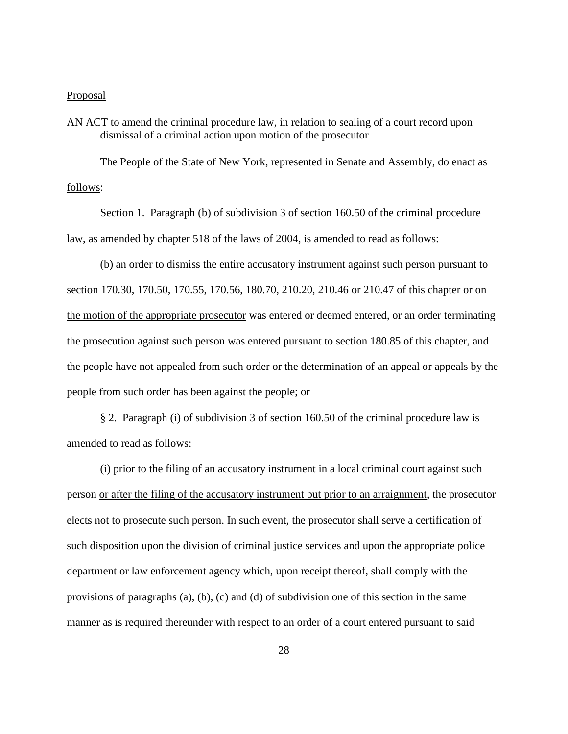<u>Proposal</u>

AN ACT to amend the criminal procedure law, in relation to sealing of a court record upon dismissal of a criminal action upon motion of the prosecutor

<u>The People of the State of New York, represented in Senate and Assembly, do enact as follows</u>:

Section 1. Paragraph (b) of subdivision 3 of section 160.50 of the criminal procedure law, as amended by chapter 518 of the laws of 2004, is amended to read as follows:

(b) an order to dismiss the entire accusatory instrument against such person pursuant to section 170.30, 170.50, 170.55, 170.56, 180.70, 210.20, 210.46 or 210.47 of this chapter <u>or on the motion of the appropriate prosecutor</u> was entered or deemed entered, or an order terminating the prosecution against such person was entered pursuant to section 180.85 of this chapter, and the people have not appealed from such order or the determination of an appeal or appeals by the people from such order has been against the people; or

§ 2. Paragraph (i) of subdivision 3 of section 160.50 of the criminal procedure law is amended to read as follows:

(i) prior to the filing of an accusatory instrument in a local criminal court against such person <u>or after the filing of the accusatory instrument but prior to an arraignment</u>, the prosecutor elects not to prosecute such person. In such event, the prosecutor shall serve a certification of such disposition upon the division of criminal justice services and upon the appropriate police department or law enforcement agency which, upon receipt thereof, shall comply with the provisions of paragraphs (a), (b), (c) and (d) of subdivision one of this section in the same manner as is required thereunder with respect to an order of a court entered pursuant to said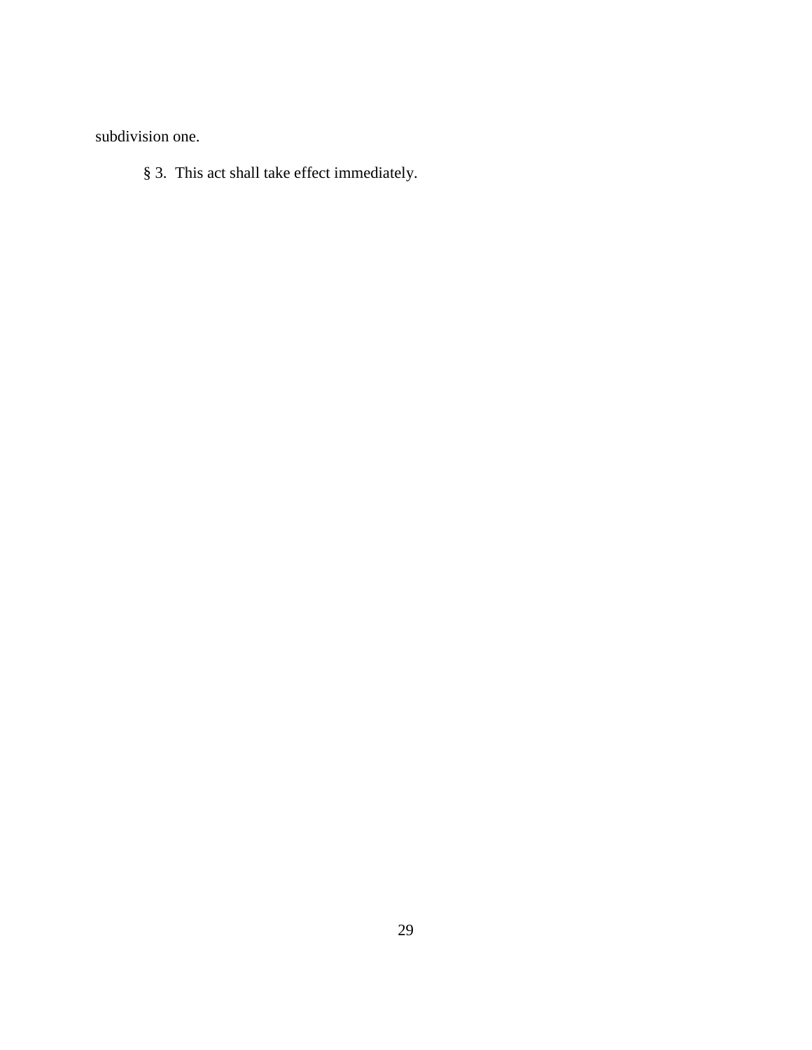subdivision one.

§ 3. This act shall take effect immediately.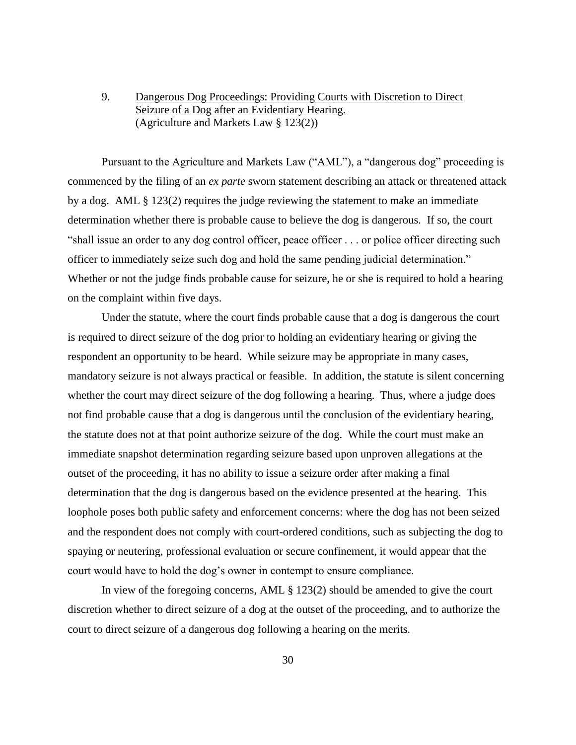9. <u>Dangerous Dog Proceedings: Providing Courts with Discretion to Direct Seizure of a Dog after an Evidentiary Hearing.</u>
(Agriculture and Markets Law § 123(2))

Pursuant to the Agriculture and Markets Law ("AML"), a "dangerous dog" proceeding is commenced by the filing of an *ex parte* sworn statement describing an attack or threatened attack by a dog. AML § 123(2) requires the judge reviewing the statement to make an immediate determination whether there is probable cause to believe the dog is dangerous. If so, the court "shall issue an order to any dog control officer, peace officer . . . or police officer directing such officer to immediately seize such dog and hold the same pending judicial determination." Whether or not the judge finds probable cause for seizure, he or she is required to hold a hearing on the complaint within five days.

Under the statute, where the court finds probable cause that a dog is dangerous the court is required to direct seizure of the dog prior to holding an evidentiary hearing or giving the respondent an opportunity to be heard. While seizure may be appropriate in many cases, mandatory seizure is not always practical or feasible. In addition, the statute is silent concerning whether the court may direct seizure of the dog following a hearing. Thus, where a judge does not find probable cause that a dog is dangerous until the conclusion of the evidentiary hearing, the statute does not at that point authorize seizure of the dog. While the court must make an immediate snapshot determination regarding seizure based upon unproven allegations at the outset of the proceeding, it has no ability to issue a seizure order after making a final determination that the dog is dangerous based on the evidence presented at the hearing. This loophole poses both public safety and enforcement concerns: where the dog has not been seized and the respondent does not comply with court-ordered conditions, such as subjecting the dog to spaying or neutering, professional evaluation or secure confinement, it would appear that the court would have to hold the dog's owner in contempt to ensure compliance.

In view of the foregoing concerns, AML § 123(2) should be amended to give the court discretion whether to direct seizure of a dog at the outset of the proceeding, and to authorize the court to direct seizure of a dangerous dog following a hearing on the merits.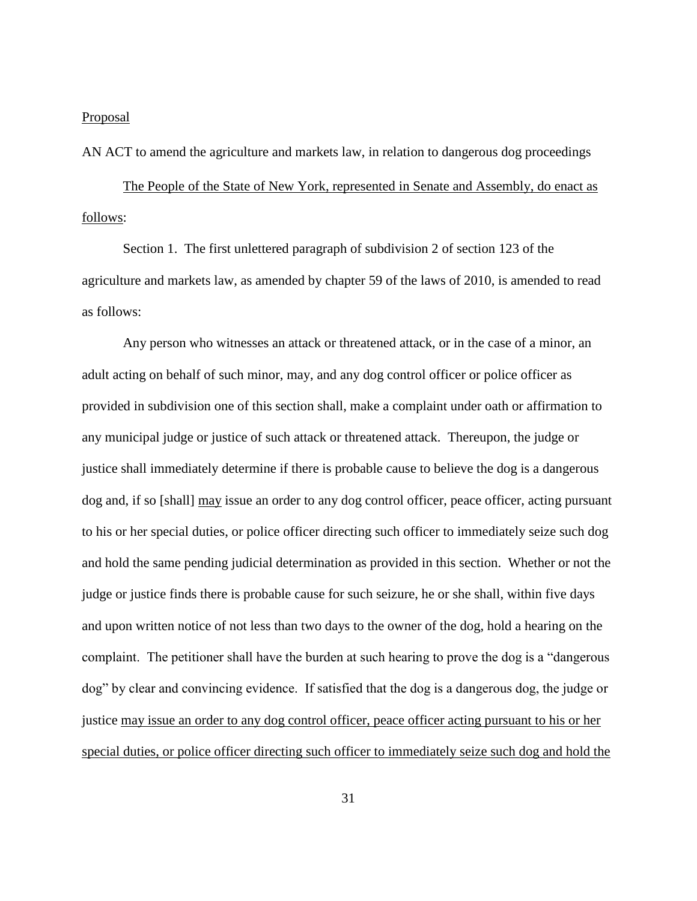<u>Proposal</u>

AN ACT to amend the agriculture and markets law, in relation to dangerous dog proceedings

<u>The People of the State of New York, represented in Senate and Assembly, do enact as follows</u>:

Section 1. The first unlettered paragraph of subdivision 2 of section 123 of the agriculture and markets law, as amended by chapter 59 of the laws of 2010, is amended to read as follows:

Any person who witnesses an attack or threatened attack, or in the case of a minor, an adult acting on behalf of such minor, may, and any dog control officer or police officer as provided in subdivision one of this section shall, make a complaint under oath or affirmation to any municipal judge or justice of such attack or threatened attack. Thereupon, the judge or justice shall immediately determine if there is probable cause to believe the dog is a dangerous dog and, if so [shall] <u>may</u> issue an order to any dog control officer, peace officer, acting pursuant to his or her special duties, or police officer directing such officer to immediately seize such dog and hold the same pending judicial determination as provided in this section. Whether or not the judge or justice finds there is probable cause for such seizure, he or she shall, within five days and upon written notice of not less than two days to the owner of the dog, hold a hearing on the complaint. The petitioner shall have the burden at such hearing to prove the dog is a "dangerous dog" by clear and convincing evidence. If satisfied that the dog is a dangerous dog, the judge or justice <u>may issue an order to any dog control officer, peace officer acting pursuant to his or her special duties, or police officer directing such officer to immediately seize such dog and hold the</u>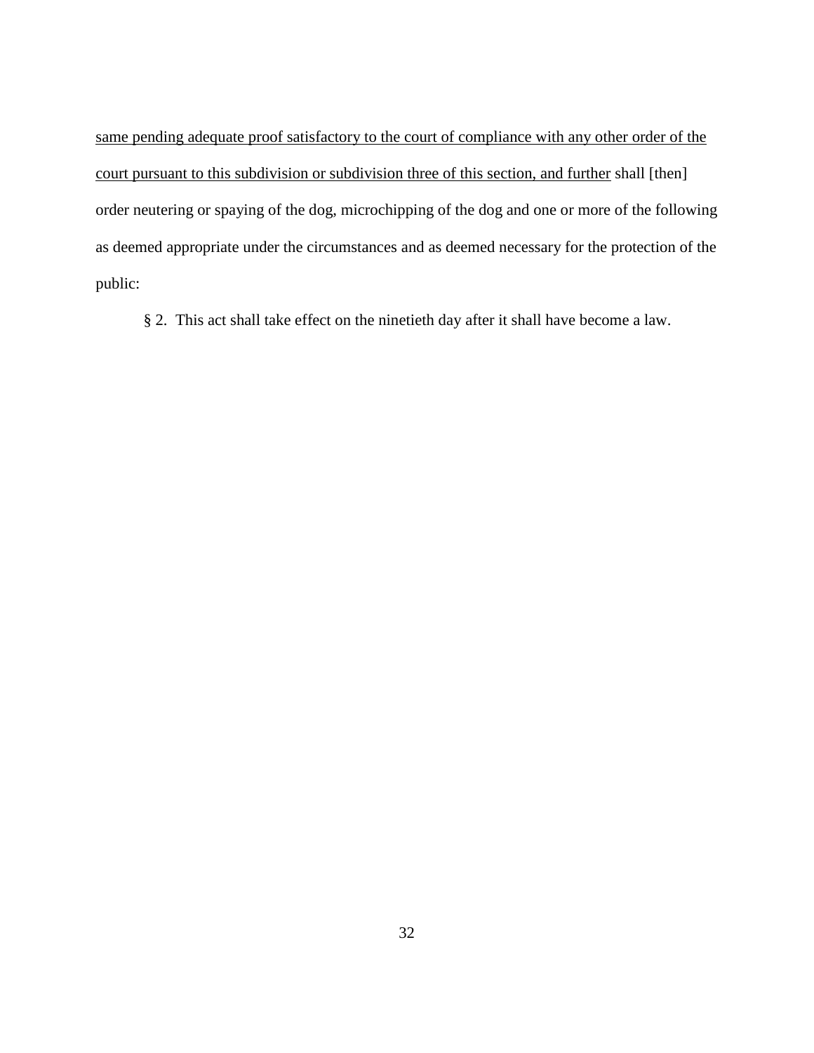<u>same pending adequate proof satisfactory to the court of compliance with any other order of the court pursuant to this subdivision or subdivision three of this section, and further</u> shall [then] order neutering or spaying of the dog, microchipping of the dog and one or more of the following as deemed appropriate under the circumstances and as deemed necessary for the protection of the public:

§ 2. This act shall take effect on the ninetieth day after it shall have become a law.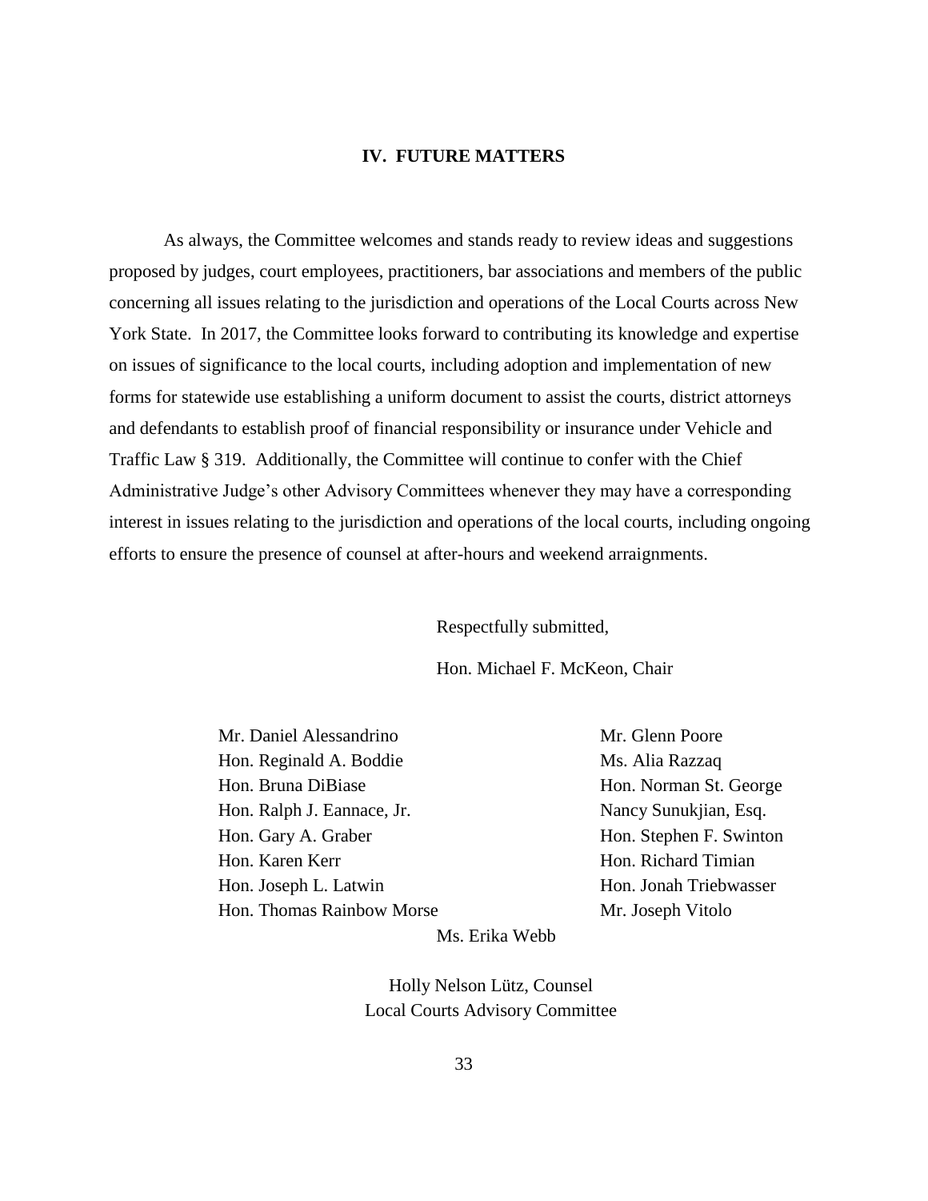## IV. FUTURE MATTERS

As always, the Committee welcomes and stands ready to review ideas and suggestions proposed by judges, court employees, practitioners, bar associations and members of the public concerning all issues relating to the jurisdiction and operations of the Local Courts across New York State. In 2017, the Committee looks forward to contributing its knowledge and expertise on issues of significance to the local courts, including adoption and implementation of new forms for statewide use establishing a uniform document to assist the courts, district attorneys and defendants to establish proof of financial responsibility or insurance under Vehicle and Traffic Law § 319. Additionally, the Committee will continue to confer with the Chief Administrative Judge's other Advisory Committees whenever they may have a corresponding interest in issues relating to the jurisdiction and operations of the local courts, including ongoing efforts to ensure the presence of counsel at after-hours and weekend arraignments.

Respectfully submitted,

Hon. Michael F. McKeon, Chair

Mr. Daniel Alessandrino
Hon. Reginald A. Boddie
Hon. Bruna DiBiase
Hon. Ralph J. Eannace, Jr.
Hon. Gary A. Graber
Hon. Karen Kerr
Hon. Joseph L. Latwin
Hon. Thomas Rainbow Morse
Mr. Glenn Poore
Ms. Alia Razzaq
Hon. Norman St. George
Nancy Sunukjian, Esq.
Hon. Stephen F. Swinton
Hon. Richard Timian
Hon. Jonah Triebwasser
Mr. Joseph Vitolo
Ms. Erika Webb

Holly Nelson Lütz, Counsel
Local Courts Advisory Committee